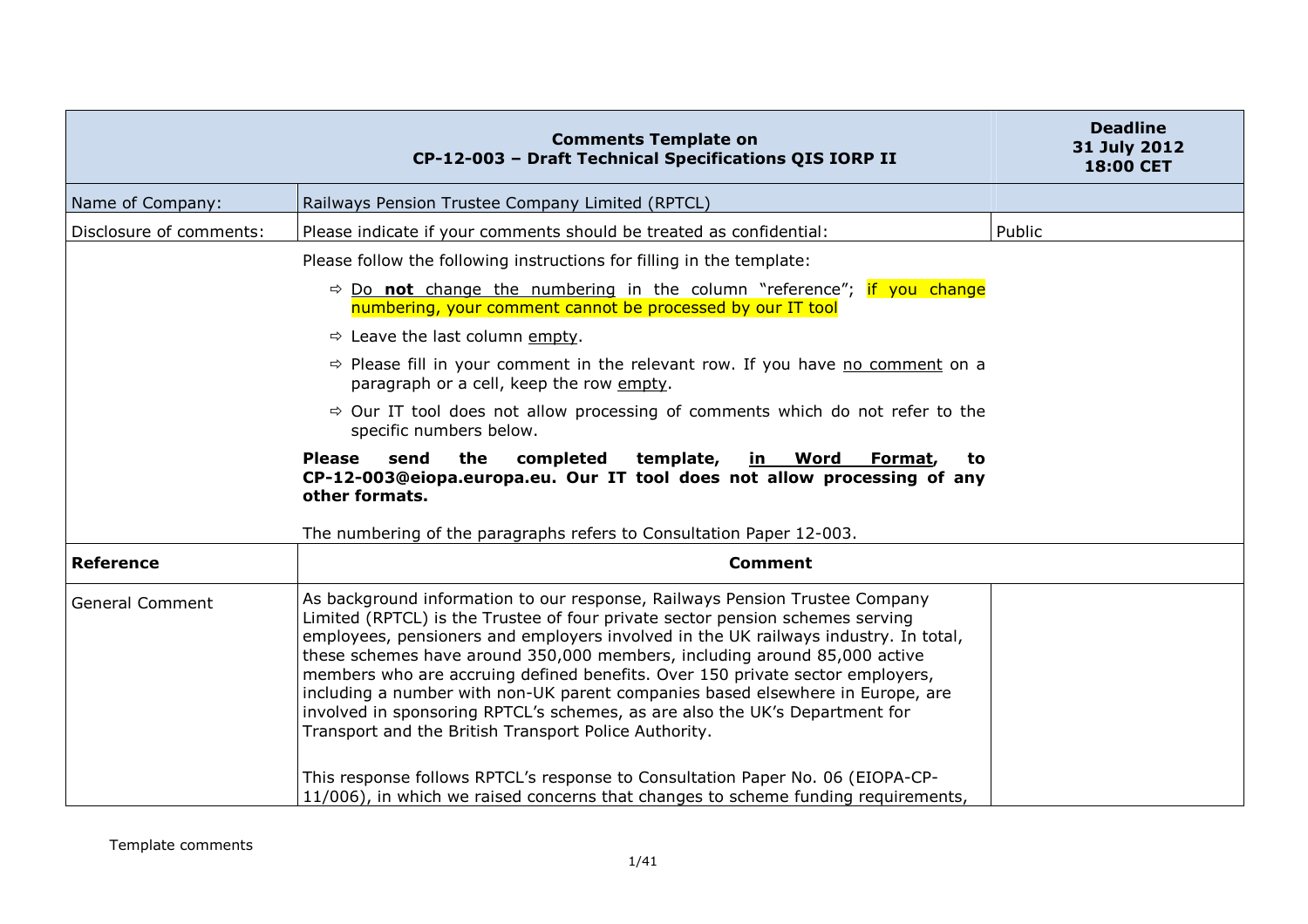| Comments Template on CP-12-003 – Draft Technical Specifications QIS IORP II | | Deadline 31 July 2012 18:00 CET |
|---|---|---|
| Name of Company: | Railways Pension Trustee Company Limited (RPTCL) | |
| Disclosure of comments: | Please indicate if your comments should be treated as confidential: | Public |
| | Please follow the following instructions for filling in the template:<br><br>⇨ Do **not** change the numbering in the column "reference"; if you change numbering, your comment cannot be processed by our IT tool<br><br>⇨ Leave the last column empty.<br><br>⇨ Please fill in your comment in the relevant row. If you have no comment on a paragraph or a cell, keep the row empty.<br><br>⇨ Our IT tool does not allow processing of comments which do not refer to the specific numbers below.<br><br>**Please send the completed template, in Word Format, to CP-12-003@eiopa.europa.eu. Our IT tool does not allow processing of any other formats.**<br><br>The numbering of the paragraphs refers to Consultation Paper 12-003. | |
| **Reference** | **Comment** | |
| General Comment | As background information to our response, Railways Pension Trustee Company Limited (RPTCL) is the Trustee of four private sector pension schemes serving employees, pensioners and employers involved in the UK railways industry. In total, these schemes have around 350,000 members, including around 85,000 active members who are accruing defined benefits. Over 150 private sector employers, including a number with non-UK parent companies based elsewhere in Europe, are involved in sponsoring RPTCL's schemes, as are also the UK's Department for Transport and the British Transport Police Authority.<br><br>This response follows RPTCL's response to Consultation Paper No. 06 (EIOPA-CP-11/006), in which we raised concerns that changes to scheme funding requirements, | |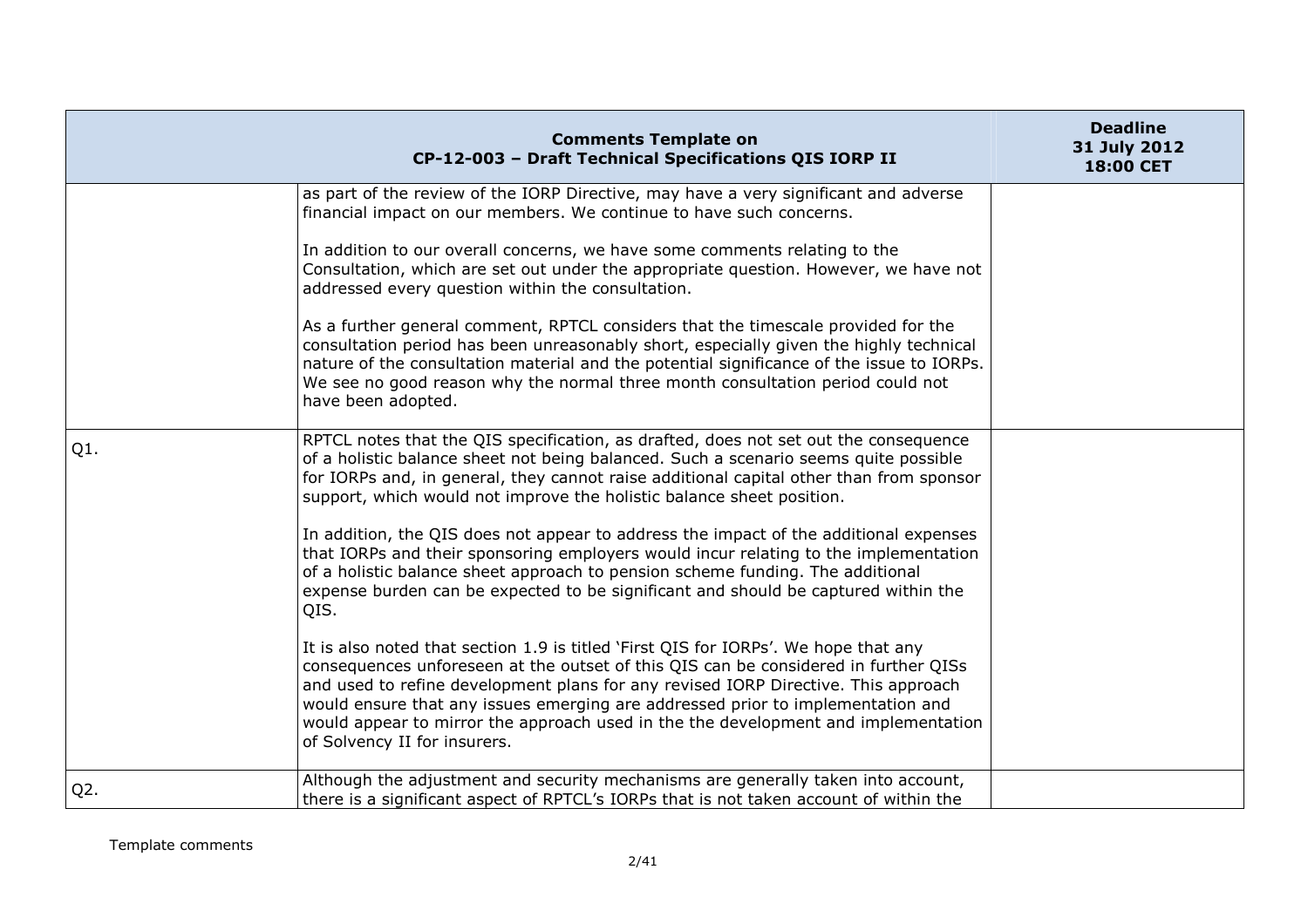| | Comments Template on CP-12-003 – Draft Technical Specifications QIS IORP II | Deadline 31 July 2012 18:00 CET |
|---|---|---|
| | as part of the review of the IORP Directive, may have a very significant and adverse financial impact on our members. We continue to have such concerns.<br><br>In addition to our overall concerns, we have some comments relating to the Consultation, which are set out under the appropriate question. However, we have not addressed every question within the consultation.<br><br>As a further general comment, RPTCL considers that the timescale provided for the consultation period has been unreasonably short, especially given the highly technical nature of the consultation material and the potential significance of the issue to IORPs. We see no good reason why the normal three month consultation period could not have been adopted. | |
| Q1. | RPTCL notes that the QIS specification, as drafted, does not set out the consequence of a holistic balance sheet not being balanced. Such a scenario seems quite possible for IORPs and, in general, they cannot raise additional capital other than from sponsor support, which would not improve the holistic balance sheet position.<br><br>In addition, the QIS does not appear to address the impact of the additional expenses that IORPs and their sponsoring employers would incur relating to the implementation of a holistic balance sheet approach to pension scheme funding. The additional expense burden can be expected to be significant and should be captured within the QIS.<br><br>It is also noted that section 1.9 is titled 'First QIS for IORPs'. We hope that any consequences unforeseen at the outset of this QIS can be considered in further QISs and used to refine development plans for any revised IORP Directive. This approach would ensure that any issues emerging are addressed prior to implementation and would appear to mirror the approach used in the the development and implementation of Solvency II for insurers. | |
| Q2. | Although the adjustment and security mechanisms are generally taken into account, there is a significant aspect of RPTCL's IORPs that is not taken account of within the | |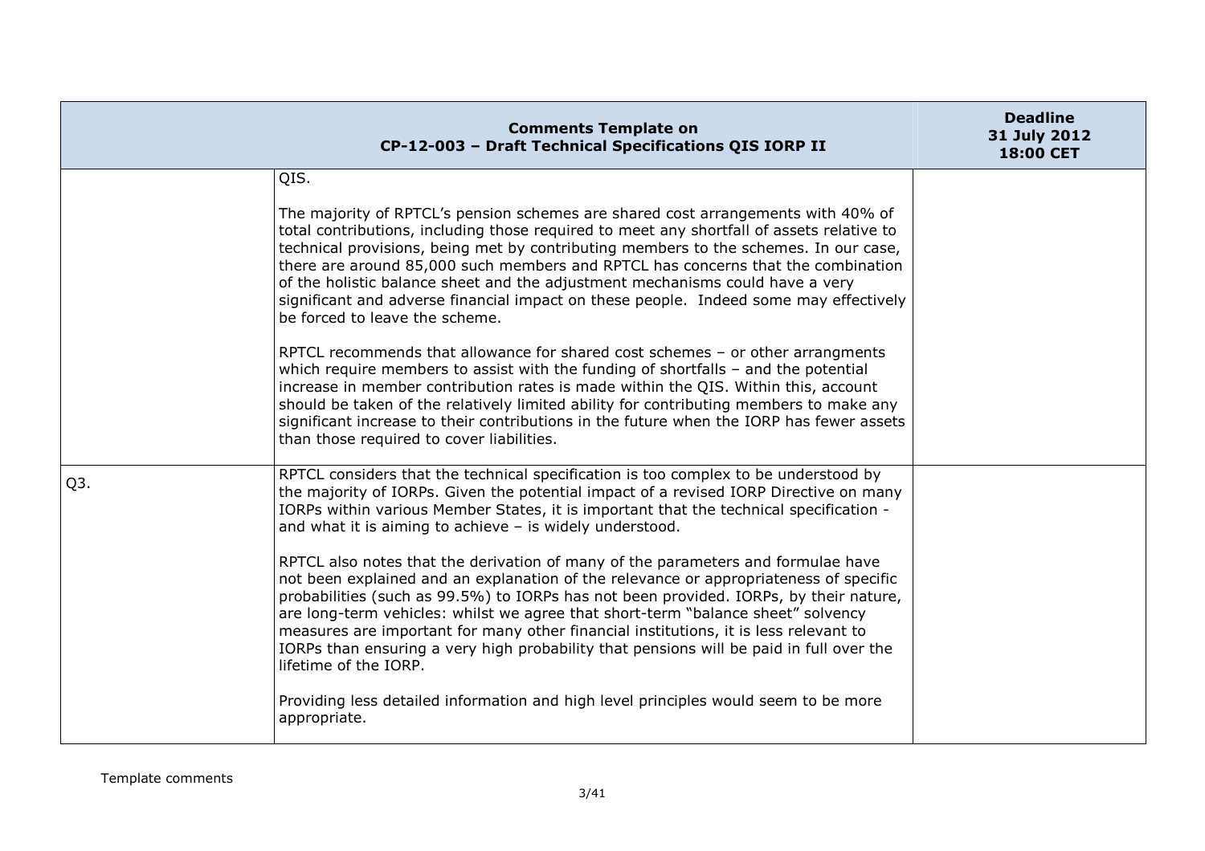| | Comments Template on CP-12-003 – Draft Technical Specifications QIS IORP II | Deadline 31 July 2012 18:00 CET |
|---|---|---|
| | QIS.<br><br>The majority of RPTCL's pension schemes are shared cost arrangements with 40% of total contributions, including those required to meet any shortfall of assets relative to technical provisions, being met by contributing members to the schemes. In our case, there are around 85,000 such members and RPTCL has concerns that the combination of the holistic balance sheet and the adjustment mechanisms could have a very significant and adverse financial impact on these people. Indeed some may effectively be forced to leave the scheme.<br><br>RPTCL recommends that allowance for shared cost schemes – or other arrangments which require members to assist with the funding of shortfalls – and the potential increase in member contribution rates is made within the QIS. Within this, account should be taken of the relatively limited ability for contributing members to make any significant increase to their contributions in the future when the IORP has fewer assets than those required to cover liabilities. | |
| Q3. | RPTCL considers that the technical specification is too complex to be understood by the majority of IORPs. Given the potential impact of a revised IORP Directive on many IORPs within various Member States, it is important that the technical specification - and what it is aiming to achieve – is widely understood.<br><br>RPTCL also notes that the derivation of many of the parameters and formulae have not been explained and an explanation of the relevance or appropriateness of specific probabilities (such as 99.5%) to IORPs has not been provided. IORPs, by their nature, are long-term vehicles: whilst we agree that short-term "balance sheet" solvency measures are important for many other financial institutions, it is less relevant to IORPs than ensuring a very high probability that pensions will be paid in full over the lifetime of the IORP.<br><br>Providing less detailed information and high level principles would seem to be more appropriate. | |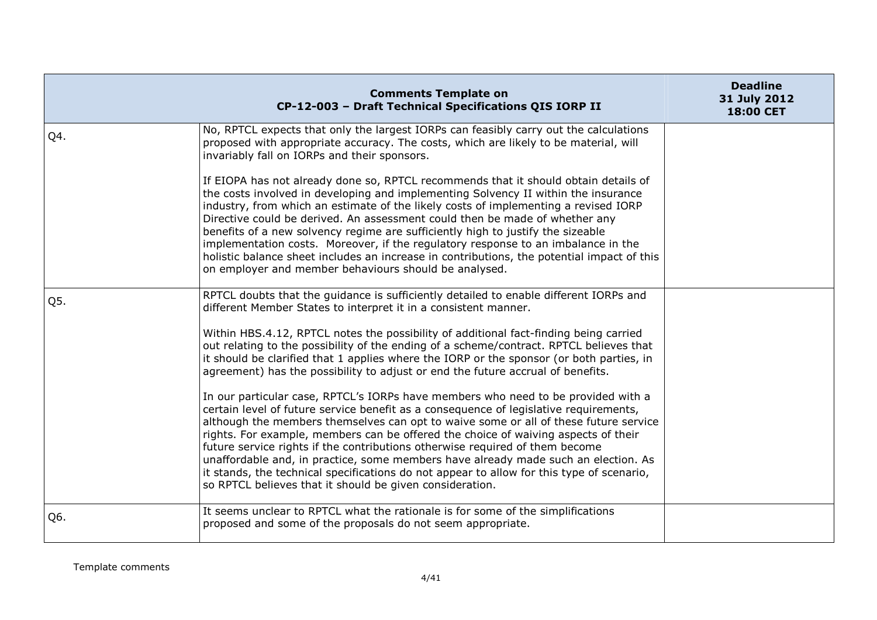| Comments Template on CP-12-003 – Draft Technical Specifications QIS IORP II | | Deadline 31 July 2012 18:00 CET |
|---|---|---|
| Q4. | No, RPTCL expects that only the largest IORPs can feasibly carry out the calculations proposed with appropriate accuracy. The costs, which are likely to be material, will invariably fall on IORPs and their sponsors.<br><br>If EIOPA has not already done so, RPTCL recommends that it should obtain details of the costs involved in developing and implementing Solvency II within the insurance industry, from which an estimate of the likely costs of implementing a revised IORP Directive could be derived. An assessment could then be made of whether any benefits of a new solvency regime are sufficiently high to justify the sizeable implementation costs. Moreover, if the regulatory response to an imbalance in the holistic balance sheet includes an increase in contributions, the potential impact of this on employer and member behaviours should be analysed. | |
| Q5. | RPTCL doubts that the guidance is sufficiently detailed to enable different IORPs and different Member States to interpret it in a consistent manner.<br><br>Within HBS.4.12, RPTCL notes the possibility of additional fact-finding being carried out relating to the possibility of the ending of a scheme/contract. RPTCL believes that it should be clarified that 1 applies where the IORP or the sponsor (or both parties, in agreement) has the possibility to adjust or end the future accrual of benefits.<br><br>In our particular case, RPTCL's IORPs have members who need to be provided with a certain level of future service benefit as a consequence of legislative requirements, although the members themselves can opt to waive some or all of these future service rights. For example, members can be offered the choice of waiving aspects of their future service rights if the contributions otherwise required of them become unaffordable and, in practice, some members have already made such an election. As it stands, the technical specifications do not appear to allow for this type of scenario, so RPTCL believes that it should be given consideration. | |
| Q6. | It seems unclear to RPTCL what the rationale is for some of the simplifications proposed and some of the proposals do not seem appropriate. | |

Template comments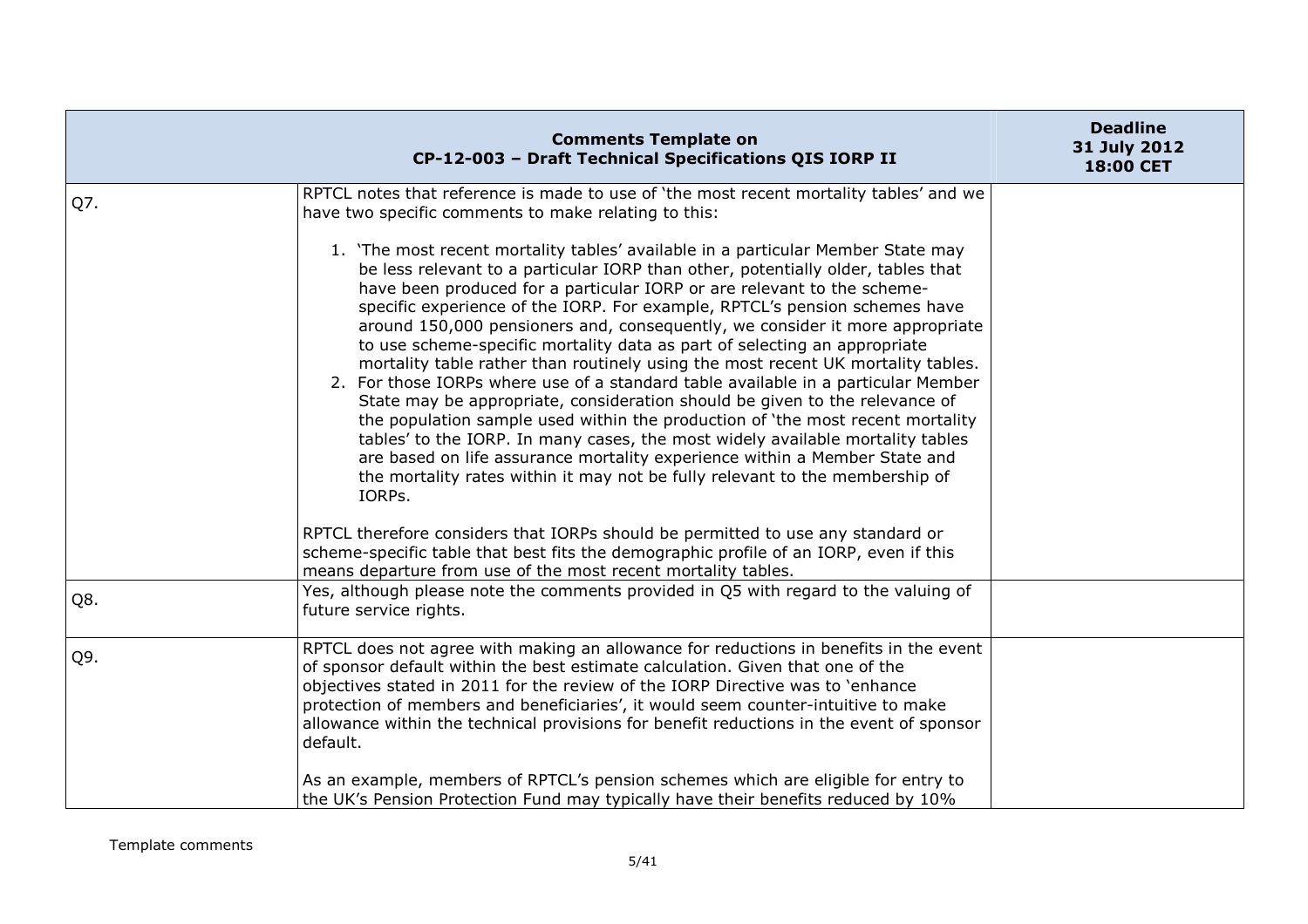| Comments Template on CP-12-003 – Draft Technical Specifications QIS IORP II | | Deadline 31 July 2012 18:00 CET |
|---|---|---|
| Q7. | RPTCL notes that reference is made to use of 'the most recent mortality tables' and we have two specific comments to make relating to this:<br><br>1. 'The most recent mortality tables' available in a particular Member State may be less relevant to a particular IORP than other, potentially older, tables that have been produced for a particular IORP or are relevant to the scheme-specific experience of the IORP. For example, RPTCL's pension schemes have around 150,000 pensioners and, consequently, we consider it more appropriate to use scheme-specific mortality data as part of selecting an appropriate mortality table rather than routinely using the most recent UK mortality tables.<br>2. For those IORPs where use of a standard table available in a particular Member State may be appropriate, consideration should be given to the relevance of the population sample used within the production of 'the most recent mortality tables' to the IORP. In many cases, the most widely available mortality tables are based on life assurance mortality experience within a Member State and the mortality rates within it may not be fully relevant to the membership of IORPs.<br><br>RPTCL therefore considers that IORPs should be permitted to use any standard or scheme-specific table that best fits the demographic profile of an IORP, even if this means departure from use of the most recent mortality tables. | |
| Q8. | Yes, although please note the comments provided in Q5 with regard to the valuing of future service rights. | |
| Q9. | RPTCL does not agree with making an allowance for reductions in benefits in the event of sponsor default within the best estimate calculation. Given that one of the objectives stated in 2011 for the review of the IORP Directive was to 'enhance protection of members and beneficiaries', it would seem counter-intuitive to make allowance within the technical provisions for benefit reductions in the event of sponsor default.<br><br>As an example, members of RPTCL's pension schemes which are eligible for entry to the UK's Pension Protection Fund may typically have their benefits reduced by 10% | |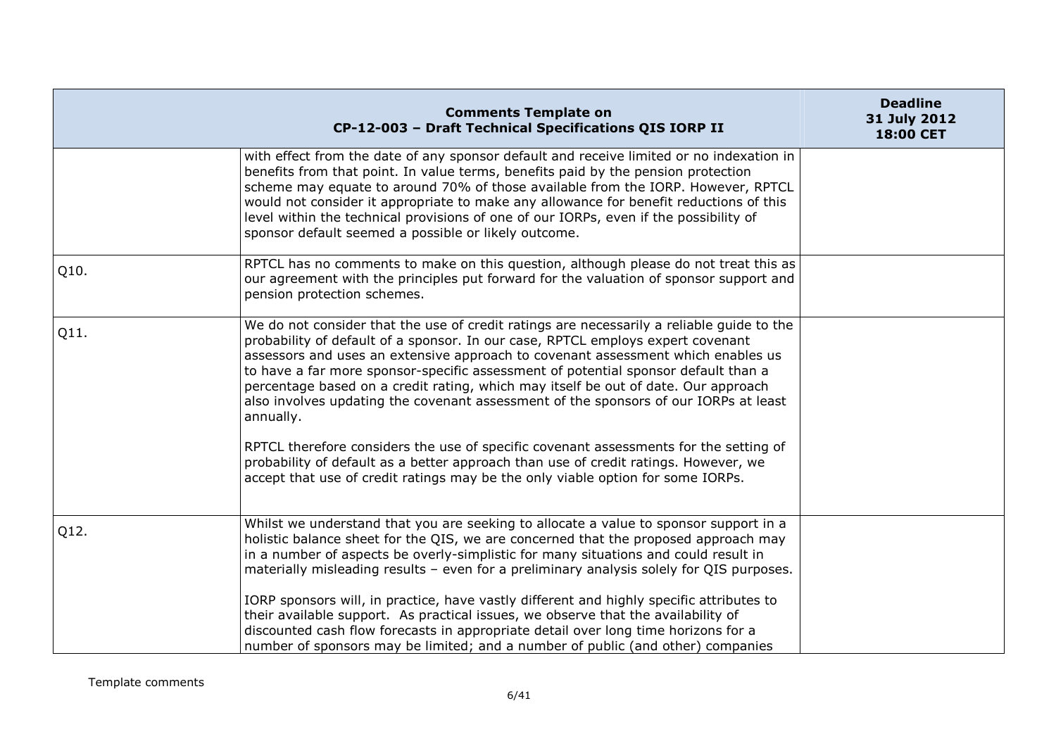| | Comments Template on CP-12-003 – Draft Technical Specifications QIS IORP II | Deadline 31 July 2012 18:00 CET |
|---|---|---|
| | with effect from the date of any sponsor default and receive limited or no indexation in benefits from that point. In value terms, benefits paid by the pension protection scheme may equate to around 70% of those available from the IORP. However, RPTCL would not consider it appropriate to make any allowance for benefit reductions of this level within the technical provisions of one of our IORPs, even if the possibility of sponsor default seemed a possible or likely outcome. | |
| Q10. | RPTCL has no comments to make on this question, although please do not treat this as our agreement with the principles put forward for the valuation of sponsor support and pension protection schemes. | |
| Q11. | We do not consider that the use of credit ratings are necessarily a reliable guide to the probability of default of a sponsor. In our case, RPTCL employs expert covenant assessors and uses an extensive approach to covenant assessment which enables us to have a far more sponsor-specific assessment of potential sponsor default than a percentage based on a credit rating, which may itself be out of date. Our approach also involves updating the covenant assessment of the sponsors of our IORPs at least annually.<br><br>RPTCL therefore considers the use of specific covenant assessments for the setting of probability of default as a better approach than use of credit ratings. However, we accept that use of credit ratings may be the only viable option for some IORPs. | |
| Q12. | Whilst we understand that you are seeking to allocate a value to sponsor support in a holistic balance sheet for the QIS, we are concerned that the proposed approach may in a number of aspects be overly-simplistic for many situations and could result in materially misleading results – even for a preliminary analysis solely for QIS purposes.<br><br>IORP sponsors will, in practice, have vastly different and highly specific attributes to their available support. As practical issues, we observe that the availability of discounted cash flow forecasts in appropriate detail over long time horizons for a number of sponsors may be limited; and a number of public (and other) companies | |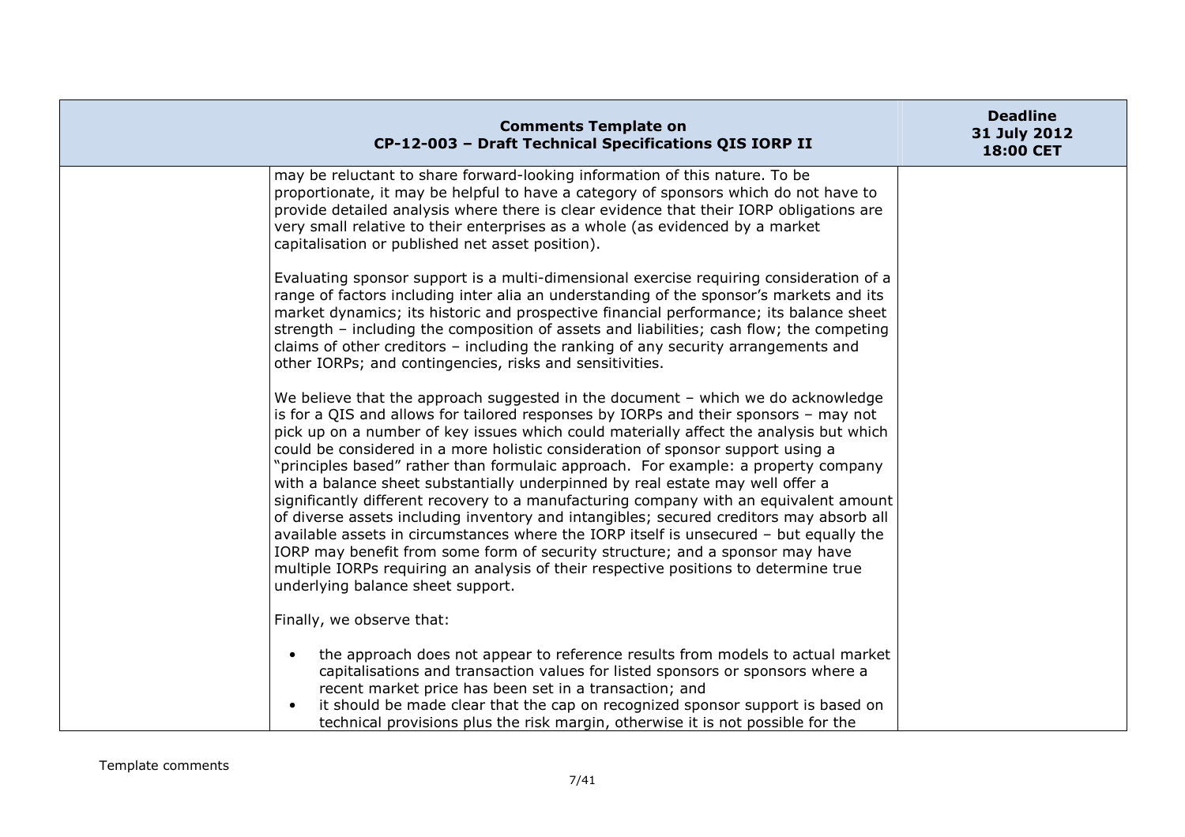| | Comments Template on CP-12-003 – Draft Technical Specifications QIS IORP II | Deadline 31 July 2012 18:00 CET |
|---|---|---|
| | may be reluctant to share forward-looking information of this nature. To be proportionate, it may be helpful to have a category of sponsors which do not have to provide detailed analysis where there is clear evidence that their IORP obligations are very small relative to their enterprises as a whole (as evidenced by a market capitalisation or published net asset position).<br><br>Evaluating sponsor support is a multi-dimensional exercise requiring consideration of a range of factors including inter alia an understanding of the sponsor's markets and its market dynamics; its historic and prospective financial performance; its balance sheet strength – including the composition of assets and liabilities; cash flow; the competing claims of other creditors – including the ranking of any security arrangements and other IORPs; and contingencies, risks and sensitivities.<br><br>We believe that the approach suggested in the document – which we do acknowledge is for a QIS and allows for tailored responses by IORPs and their sponsors – may not pick up on a number of key issues which could materially affect the analysis but which could be considered in a more holistic consideration of sponsor support using a "principles based" rather than formulaic approach. For example: a property company with a balance sheet substantially underpinned by real estate may well offer a significantly different recovery to a manufacturing company with an equivalent amount of diverse assets including inventory and intangibles; secured creditors may absorb all available assets in circumstances where the IORP itself is unsecured – but equally the IORP may benefit from some form of security structure; and a sponsor may have multiple IORPs requiring an analysis of their respective positions to determine true underlying balance sheet support.<br><br>Finally, we observe that:<br><br>• the approach does not appear to reference results from models to actual market capitalisations and transaction values for listed sponsors or sponsors where a recent market price has been set in a transaction; and<br>• it should be made clear that the cap on recognized sponsor support is based on technical provisions plus the risk margin, otherwise it is not possible for the | |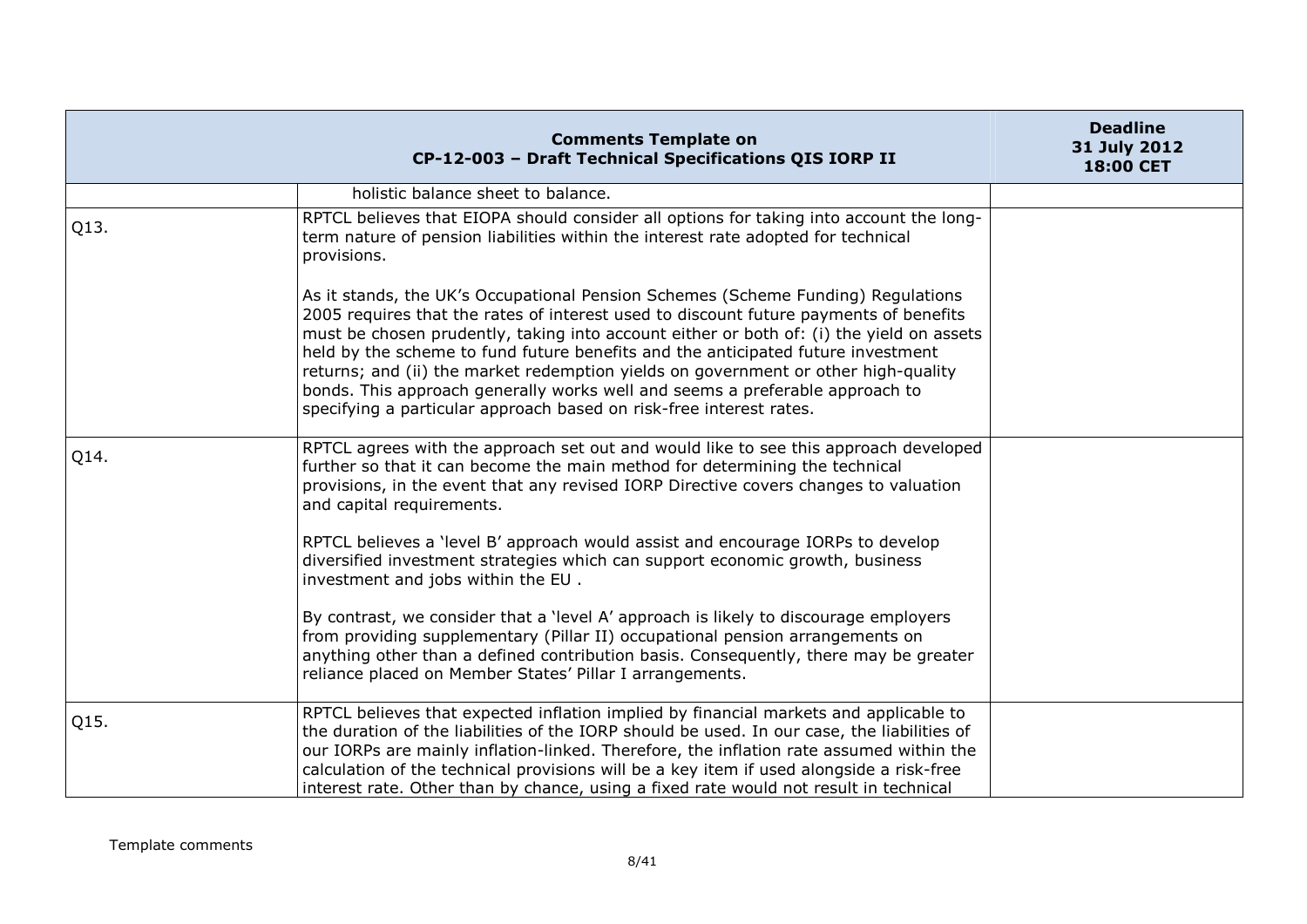| Comments Template on CP-12-003 – Draft Technical Specifications QIS IORP II | | Deadline 31 July 2012 18:00 CET |
|---|---|---|
| | holistic balance sheet to balance. | |
| Q13. | RPTCL believes that EIOPA should consider all options for taking into account the long-term nature of pension liabilities within the interest rate adopted for technical provisions.<br><br>As it stands, the UK's Occupational Pension Schemes (Scheme Funding) Regulations 2005 requires that the rates of interest used to discount future payments of benefits must be chosen prudently, taking into account either or both of: (i) the yield on assets held by the scheme to fund future benefits and the anticipated future investment returns; and (ii) the market redemption yields on government or other high-quality bonds. This approach generally works well and seems a preferable approach to specifying a particular approach based on risk-free interest rates. | |
| Q14. | RPTCL agrees with the approach set out and would like to see this approach developed further so that it can become the main method for determining the technical provisions, in the event that any revised IORP Directive covers changes to valuation and capital requirements.<br><br>RPTCL believes a 'level B' approach would assist and encourage IORPs to develop diversified investment strategies which can support economic growth, business investment and jobs within the EU .<br><br>By contrast, we consider that a 'level A' approach is likely to discourage employers from providing supplementary (Pillar II) occupational pension arrangements on anything other than a defined contribution basis. Consequently, there may be greater reliance placed on Member States' Pillar I arrangements. | |
| Q15. | RPTCL believes that expected inflation implied by financial markets and applicable to the duration of the liabilities of the IORP should be used. In our case, the liabilities of our IORPs are mainly inflation-linked. Therefore, the inflation rate assumed within the calculation of the technical provisions will be a key item if used alongside a risk-free interest rate. Other than by chance, using a fixed rate would not result in technical | |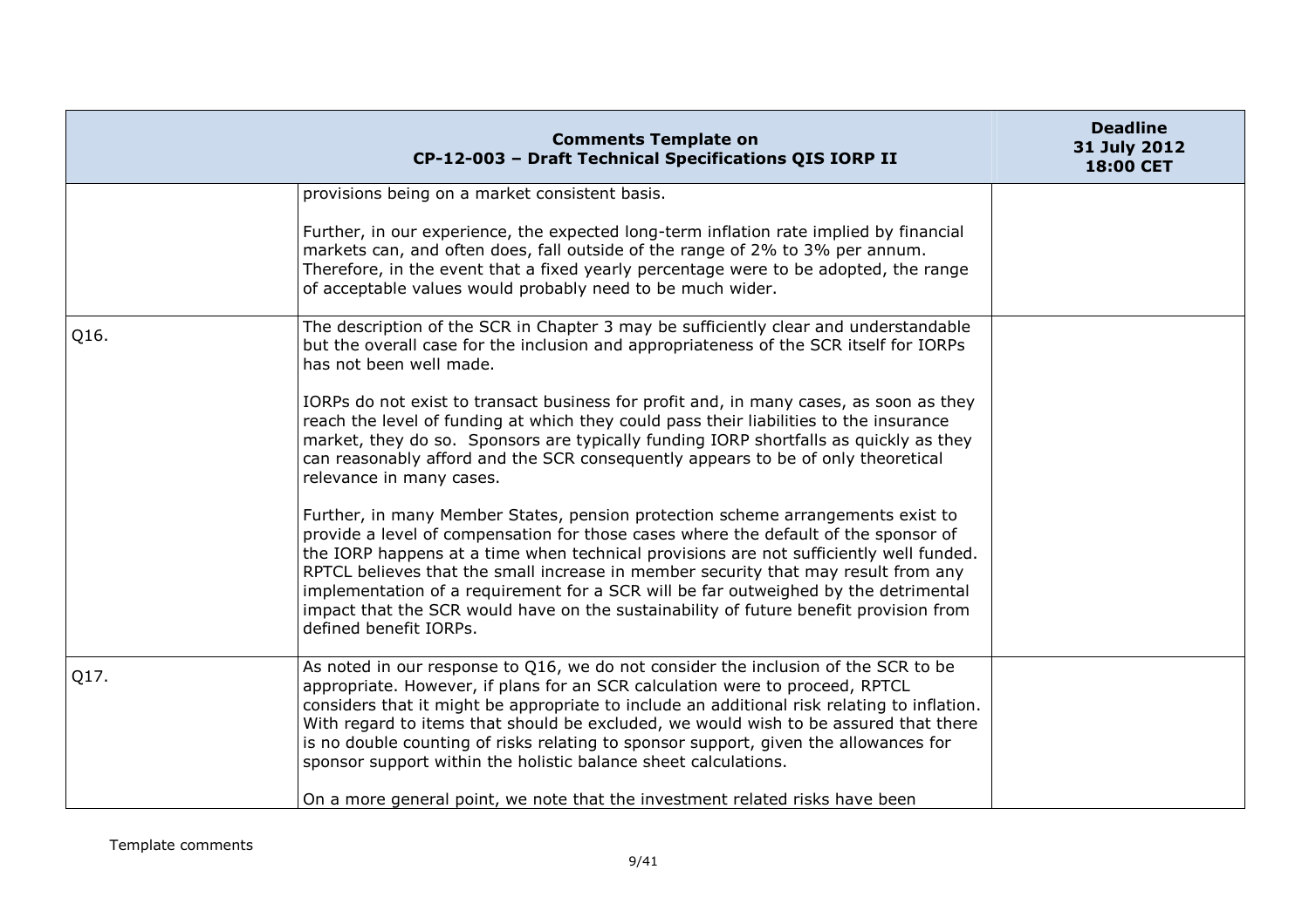| Comments Template on CP-12-003 – Draft Technical Specifications QIS IORP II | | Deadline 31 July 2012 18:00 CET |
|---|---|---|
| | provisions being on a market consistent basis.<br><br>Further, in our experience, the expected long-term inflation rate implied by financial markets can, and often does, fall outside of the range of 2% to 3% per annum. Therefore, in the event that a fixed yearly percentage were to be adopted, the range of acceptable values would probably need to be much wider. | |
| Q16. | The description of the SCR in Chapter 3 may be sufficiently clear and understandable but the overall case for the inclusion and appropriateness of the SCR itself for IORPs has not been well made.<br><br>IORPs do not exist to transact business for profit and, in many cases, as soon as they reach the level of funding at which they could pass their liabilities to the insurance market, they do so. Sponsors are typically funding IORP shortfalls as quickly as they can reasonably afford and the SCR consequently appears to be of only theoretical relevance in many cases.<br><br>Further, in many Member States, pension protection scheme arrangements exist to provide a level of compensation for those cases where the default of the sponsor of the IORP happens at a time when technical provisions are not sufficiently well funded. RPTCL believes that the small increase in member security that may result from any implementation of a requirement for a SCR will be far outweighed by the detrimental impact that the SCR would have on the sustainability of future benefit provision from defined benefit IORPs. | |
| Q17. | As noted in our response to Q16, we do not consider the inclusion of the SCR to be appropriate. However, if plans for an SCR calculation were to proceed, RPTCL considers that it might be appropriate to include an additional risk relating to inflation. With regard to items that should be excluded, we would wish to be assured that there is no double counting of risks relating to sponsor support, given the allowances for sponsor support within the holistic balance sheet calculations.<br><br>On a more general point, we note that the investment related risks have been | |

Template comments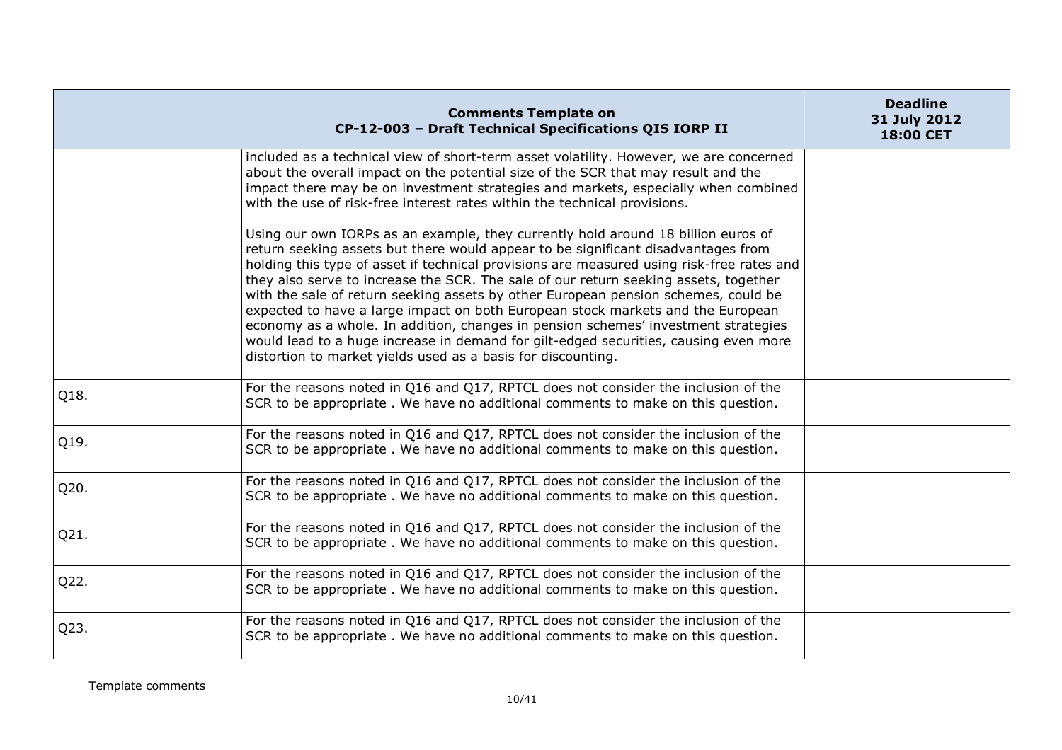| Comments Template on CP-12-003 – Draft Technical Specifications QIS IORP II | | Deadline 31 July 2012 18:00 CET |
|---|---|---|
| | included as a technical view of short-term asset volatility. However, we are concerned about the overall impact on the potential size of the SCR that may result and the impact there may be on investment strategies and markets, especially when combined with the use of risk-free interest rates within the technical provisions.<br><br>Using our own IORPs as an example, they currently hold around 18 billion euros of return seeking assets but there would appear to be significant disadvantages from holding this type of asset if technical provisions are measured using risk-free rates and they also serve to increase the SCR. The sale of our return seeking assets, together with the sale of return seeking assets by other European pension schemes, could be expected to have a large impact on both European stock markets and the European economy as a whole. In addition, changes in pension schemes' investment strategies would lead to a huge increase in demand for gilt-edged securities, causing even more distortion to market yields used as a basis for discounting. | |
| Q18. | For the reasons noted in Q16 and Q17, RPTCL does not consider the inclusion of the SCR to be appropriate . We have no additional comments to make on this question. | |
| Q19. | For the reasons noted in Q16 and Q17, RPTCL does not consider the inclusion of the SCR to be appropriate . We have no additional comments to make on this question. | |
| Q20. | For the reasons noted in Q16 and Q17, RPTCL does not consider the inclusion of the SCR to be appropriate . We have no additional comments to make on this question. | |
| Q21. | For the reasons noted in Q16 and Q17, RPTCL does not consider the inclusion of the SCR to be appropriate . We have no additional comments to make on this question. | |
| Q22. | For the reasons noted in Q16 and Q17, RPTCL does not consider the inclusion of the SCR to be appropriate . We have no additional comments to make on this question. | |
| Q23. | For the reasons noted in Q16 and Q17, RPTCL does not consider the inclusion of the SCR to be appropriate . We have no additional comments to make on this question. | |

Template comments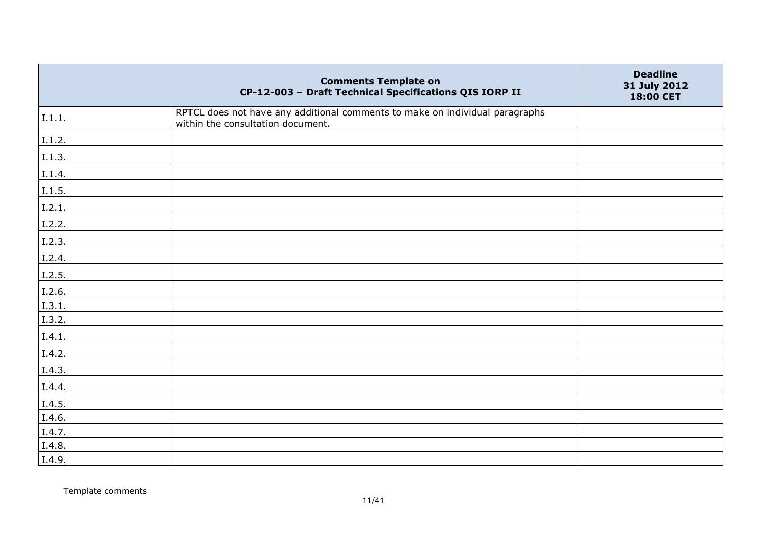| | Comments Template on CP-12-003 – Draft Technical Specifications QIS IORP II | Deadline 31 July 2012 18:00 CET |
|---|---|---|
| I.1.1. | RPTCL does not have any additional comments to make on individual paragraphs within the consultation document. | |
| I.1.2. | | |
| I.1.3. | | |
| I.1.4. | | |
| I.1.5. | | |
| I.2.1. | | |
| I.2.2. | | |
| I.2.3. | | |
| I.2.4. | | |
| I.2.5. | | |
| I.2.6. | | |
| I.3.1. | | |
| I.3.2. | | |
| I.4.1. | | |
| I.4.2. | | |
| I.4.3. | | |
| I.4.4. | | |
| I.4.5. | | |
| I.4.6. | | |
| I.4.7. | | |
| I.4.8. | | |
| I.4.9. | | |

Template comments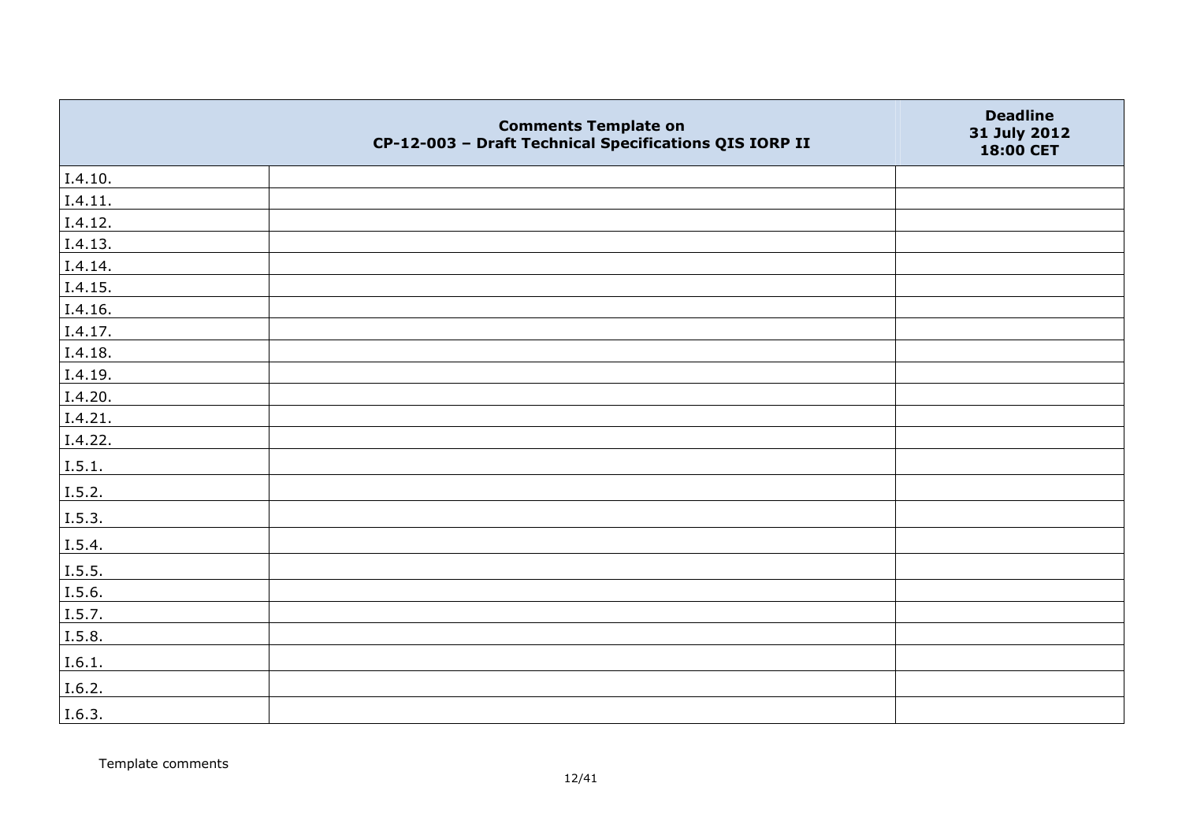| | Comments Template on CP-12-003 – Draft Technical Specifications QIS IORP II | Deadline 31 July 2012 18:00 CET |
|---|---|---|
| I.4.10. | | |
| I.4.11. | | |
| I.4.12. | | |
| I.4.13. | | |
| I.4.14. | | |
| I.4.15. | | |
| I.4.16. | | |
| I.4.17. | | |
| I.4.18. | | |
| I.4.19. | | |
| I.4.20. | | |
| I.4.21. | | |
| I.4.22. | | |
| I.5.1. | | |
| I.5.2. | | |
| I.5.3. | | |
| I.5.4. | | |
| I.5.5. | | |
| I.5.6. | | |
| I.5.7. | | |
| I.5.8. | | |
| I.6.1. | | |
| I.6.2. | | |
| I.6.3. | | |

Template comments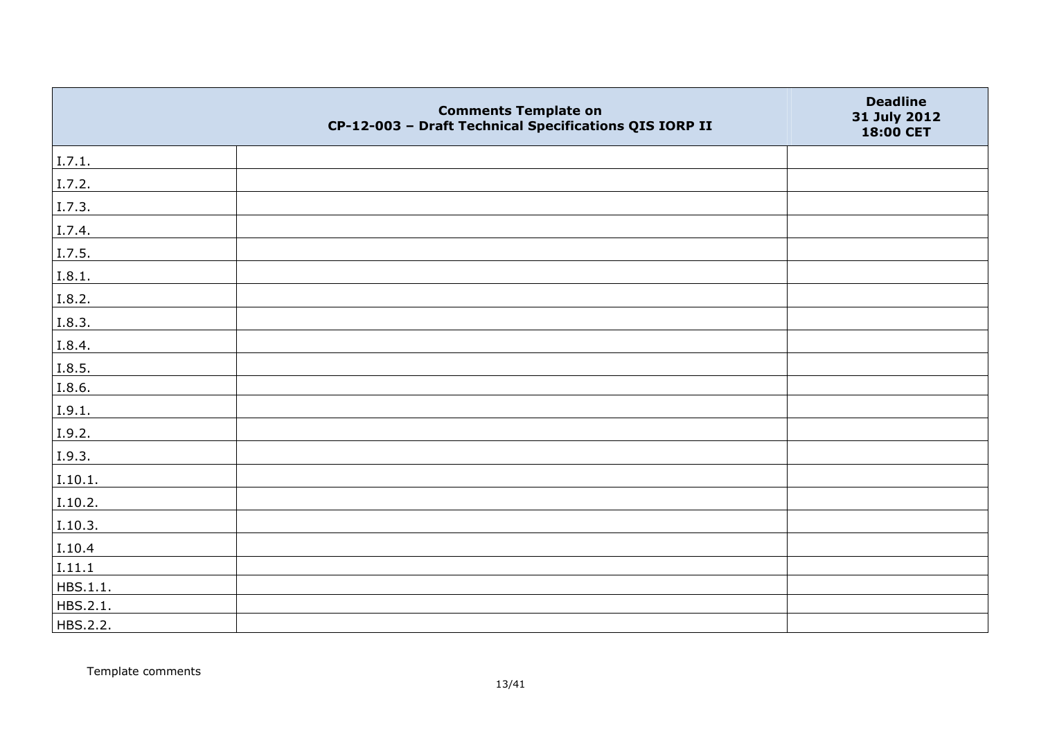| | Comments Template on CP-12-003 – Draft Technical Specifications QIS IORP II | Deadline 31 July 2012 18:00 CET |
|---|---|---|
| I.7.1. | | |
| I.7.2. | | |
| I.7.3. | | |
| I.7.4. | | |
| I.7.5. | | |
| I.8.1. | | |
| I.8.2. | | |
| I.8.3. | | |
| I.8.4. | | |
| I.8.5. | | |
| I.8.6. | | |
| I.9.1. | | |
| I.9.2. | | |
| I.9.3. | | |
| I.10.1. | | |
| I.10.2. | | |
| I.10.3. | | |
| I.10.4 | | |
| I.11.1 | | |
| HBS.1.1. | | |
| HBS.2.1. | | |
| HBS.2.2. | | |

Template comments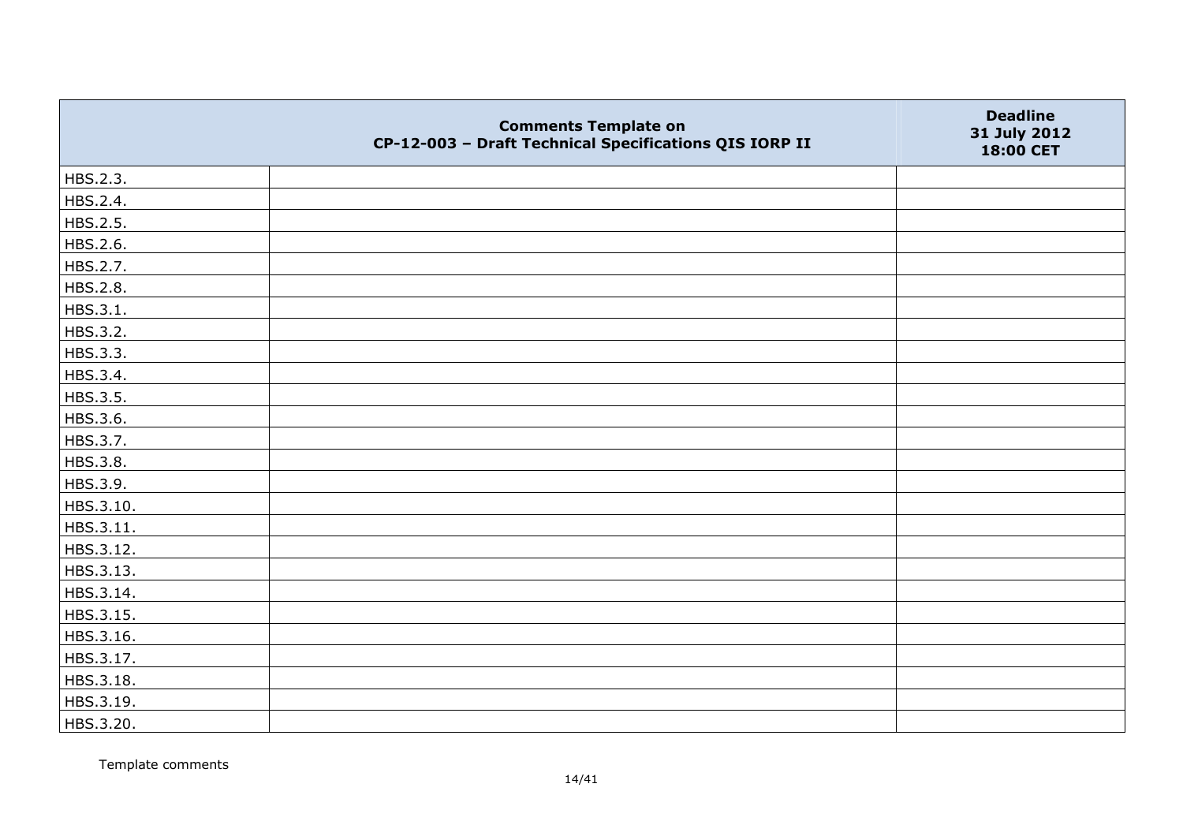| | Comments Template on CP-12-003 – Draft Technical Specifications QIS IORP II | Deadline 31 July 2012 18:00 CET |
|---|---|---|
| HBS.2.3. | | |
| HBS.2.4. | | |
| HBS.2.5. | | |
| HBS.2.6. | | |
| HBS.2.7. | | |
| HBS.2.8. | | |
| HBS.3.1. | | |
| HBS.3.2. | | |
| HBS.3.3. | | |
| HBS.3.4. | | |
| HBS.3.5. | | |
| HBS.3.6. | | |
| HBS.3.7. | | |
| HBS.3.8. | | |
| HBS.3.9. | | |
| HBS.3.10. | | |
| HBS.3.11. | | |
| HBS.3.12. | | |
| HBS.3.13. | | |
| HBS.3.14. | | |
| HBS.3.15. | | |
| HBS.3.16. | | |
| HBS.3.17. | | |
| HBS.3.18. | | |
| HBS.3.19. | | |
| HBS.3.20. | | |

Template comments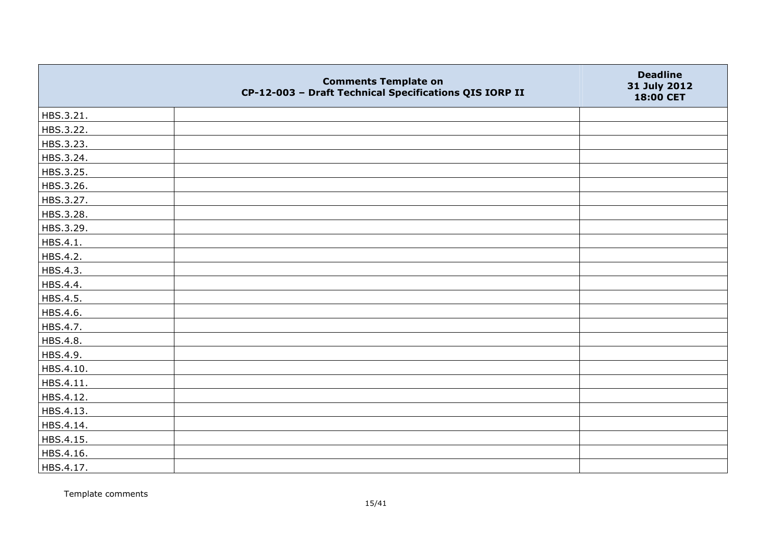| | Comments Template on CP-12-003 – Draft Technical Specifications QIS IORP II | Deadline 31 July 2012 18:00 CET |
|---|---|---|
| HBS.3.21. | | |
| HBS.3.22. | | |
| HBS.3.23. | | |
| HBS.3.24. | | |
| HBS.3.25. | | |
| HBS.3.26. | | |
| HBS.3.27. | | |
| HBS.3.28. | | |
| HBS.3.29. | | |
| HBS.4.1. | | |
| HBS.4.2. | | |
| HBS.4.3. | | |
| HBS.4.4. | | |
| HBS.4.5. | | |
| HBS.4.6. | | |
| HBS.4.7. | | |
| HBS.4.8. | | |
| HBS.4.9. | | |
| HBS.4.10. | | |
| HBS.4.11. | | |
| HBS.4.12. | | |
| HBS.4.13. | | |
| HBS.4.14. | | |
| HBS.4.15. | | |
| HBS.4.16. | | |
| HBS.4.17. | | |

Template comments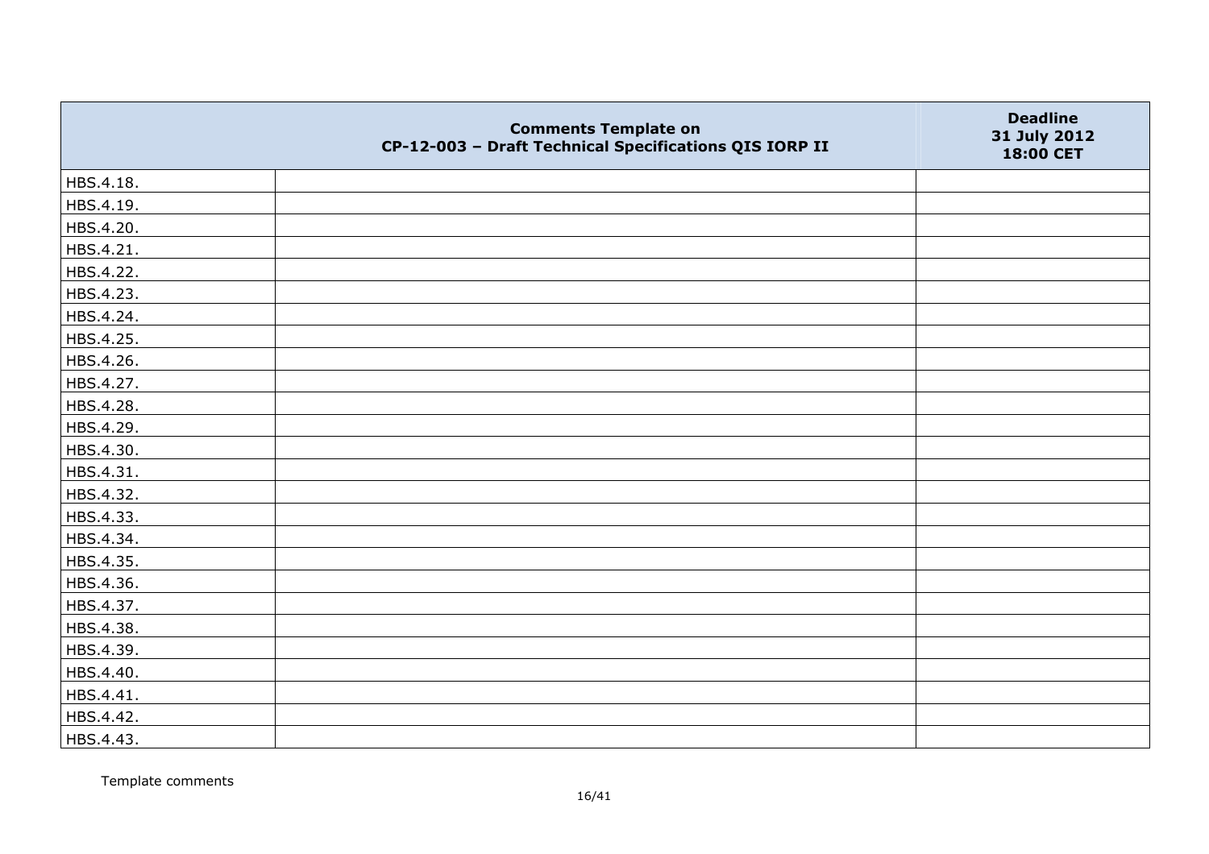| | Comments Template on CP-12-003 – Draft Technical Specifications QIS IORP II | Deadline 31 July 2012 18:00 CET |
|---|---|---|
| HBS.4.18. | | |
| HBS.4.19. | | |
| HBS.4.20. | | |
| HBS.4.21. | | |
| HBS.4.22. | | |
| HBS.4.23. | | |
| HBS.4.24. | | |
| HBS.4.25. | | |
| HBS.4.26. | | |
| HBS.4.27. | | |
| HBS.4.28. | | |
| HBS.4.29. | | |
| HBS.4.30. | | |
| HBS.4.31. | | |
| HBS.4.32. | | |
| HBS.4.33. | | |
| HBS.4.34. | | |
| HBS.4.35. | | |
| HBS.4.36. | | |
| HBS.4.37. | | |
| HBS.4.38. | | |
| HBS.4.39. | | |
| HBS.4.40. | | |
| HBS.4.41. | | |
| HBS.4.42. | | |
| HBS.4.43. | | |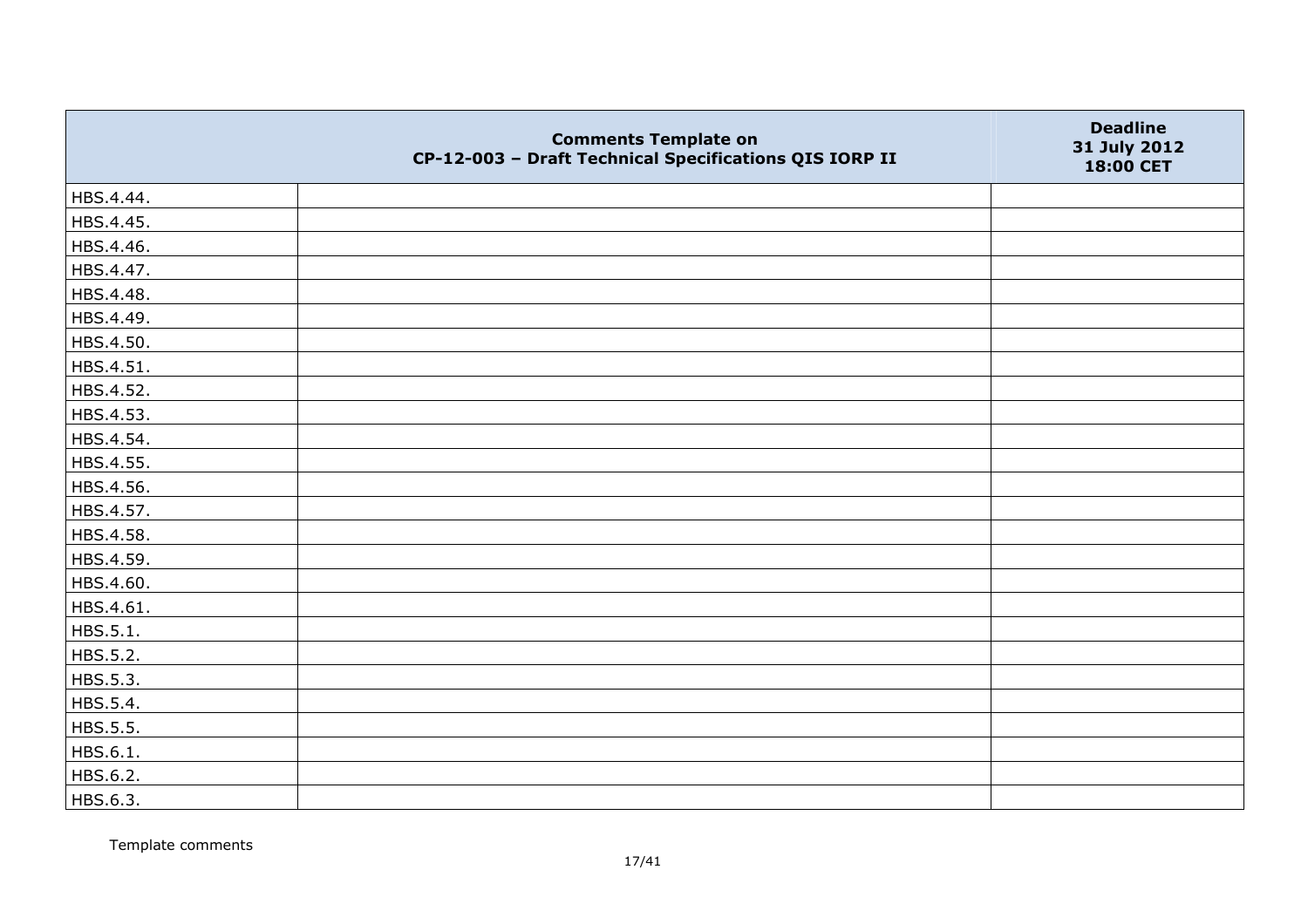| | Comments Template on CP-12-003 – Draft Technical Specifications QIS IORP II | Deadline 31 July 2012 18:00 CET |
|---|---|---|
| HBS.4.44. | | |
| HBS.4.45. | | |
| HBS.4.46. | | |
| HBS.4.47. | | |
| HBS.4.48. | | |
| HBS.4.49. | | |
| HBS.4.50. | | |
| HBS.4.51. | | |
| HBS.4.52. | | |
| HBS.4.53. | | |
| HBS.4.54. | | |
| HBS.4.55. | | |
| HBS.4.56. | | |
| HBS.4.57. | | |
| HBS.4.58. | | |
| HBS.4.59. | | |
| HBS.4.60. | | |
| HBS.4.61. | | |
| HBS.5.1. | | |
| HBS.5.2. | | |
| HBS.5.3. | | |
| HBS.5.4. | | |
| HBS.5.5. | | |
| HBS.6.1. | | |
| HBS.6.2. | | |
| HBS.6.3. | | |

Template comments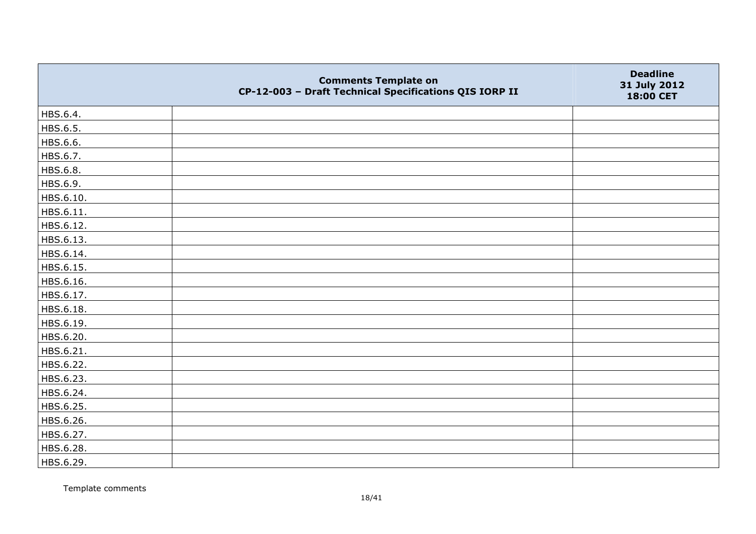| | Comments Template on CP-12-003 – Draft Technical Specifications QIS IORP II | Deadline 31 July 2012 18:00 CET |
|---|---|---|
| HBS.6.4. | | |
| HBS.6.5. | | |
| HBS.6.6. | | |
| HBS.6.7. | | |
| HBS.6.8. | | |
| HBS.6.9. | | |
| HBS.6.10. | | |
| HBS.6.11. | | |
| HBS.6.12. | | |
| HBS.6.13. | | |
| HBS.6.14. | | |
| HBS.6.15. | | |
| HBS.6.16. | | |
| HBS.6.17. | | |
| HBS.6.18. | | |
| HBS.6.19. | | |
| HBS.6.20. | | |
| HBS.6.21. | | |
| HBS.6.22. | | |
| HBS.6.23. | | |
| HBS.6.24. | | |
| HBS.6.25. | | |
| HBS.6.26. | | |
| HBS.6.27. | | |
| HBS.6.28. | | |
| HBS.6.29. | | |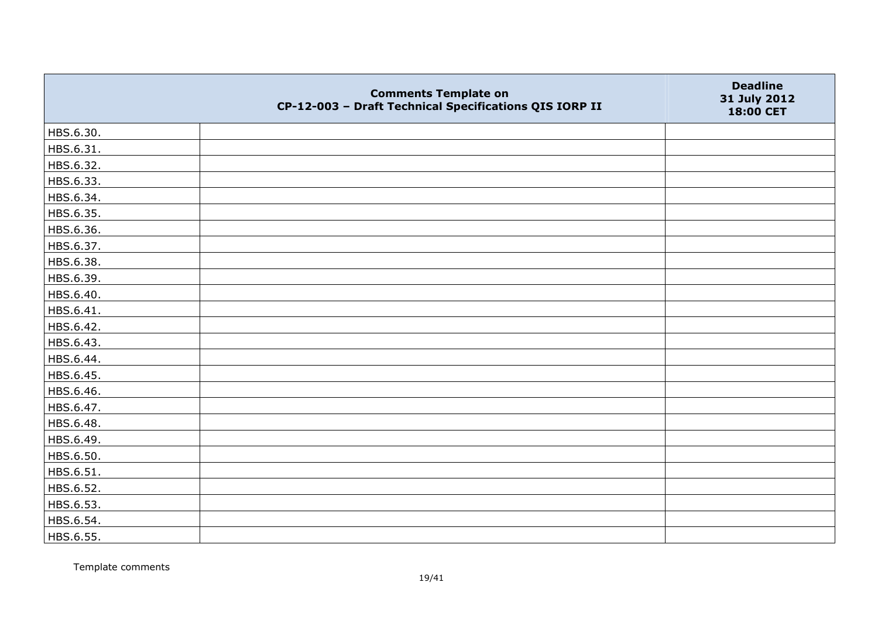| | Comments Template on CP-12-003 – Draft Technical Specifications QIS IORP II | Deadline 31 July 2012 18:00 CET |
|---|---|---|
| HBS.6.30. | | |
| HBS.6.31. | | |
| HBS.6.32. | | |
| HBS.6.33. | | |
| HBS.6.34. | | |
| HBS.6.35. | | |
| HBS.6.36. | | |
| HBS.6.37. | | |
| HBS.6.38. | | |
| HBS.6.39. | | |
| HBS.6.40. | | |
| HBS.6.41. | | |
| HBS.6.42. | | |
| HBS.6.43. | | |
| HBS.6.44. | | |
| HBS.6.45. | | |
| HBS.6.46. | | |
| HBS.6.47. | | |
| HBS.6.48. | | |
| HBS.6.49. | | |
| HBS.6.50. | | |
| HBS.6.51. | | |
| HBS.6.52. | | |
| HBS.6.53. | | |
| HBS.6.54. | | |
| HBS.6.55. | | |

Template comments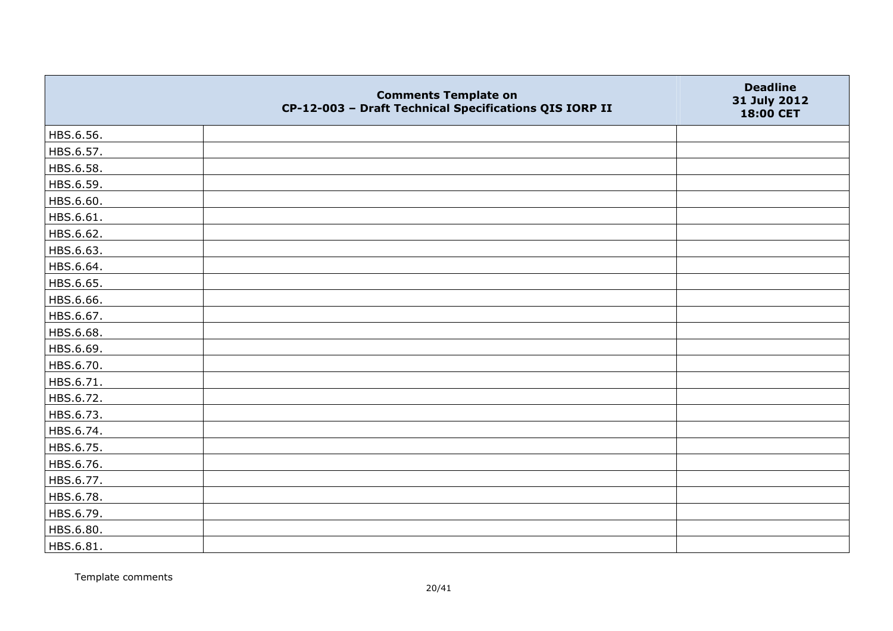|  | Comments Template on CP-12-003 – Draft Technical Specifications QIS IORP II | Deadline 31 July 2012 18:00 CET |
|---|---|---|
| HBS.6.56. |  |  |
| HBS.6.57. |  |  |
| HBS.6.58. |  |  |
| HBS.6.59. |  |  |
| HBS.6.60. |  |  |
| HBS.6.61. |  |  |
| HBS.6.62. |  |  |
| HBS.6.63. |  |  |
| HBS.6.64. |  |  |
| HBS.6.65. |  |  |
| HBS.6.66. |  |  |
| HBS.6.67. |  |  |
| HBS.6.68. |  |  |
| HBS.6.69. |  |  |
| HBS.6.70. |  |  |
| HBS.6.71. |  |  |
| HBS.6.72. |  |  |
| HBS.6.73. |  |  |
| HBS.6.74. |  |  |
| HBS.6.75. |  |  |
| HBS.6.76. |  |  |
| HBS.6.77. |  |  |
| HBS.6.78. |  |  |
| HBS.6.79. |  |  |
| HBS.6.80. |  |  |
| HBS.6.81. |  |  |

Template comments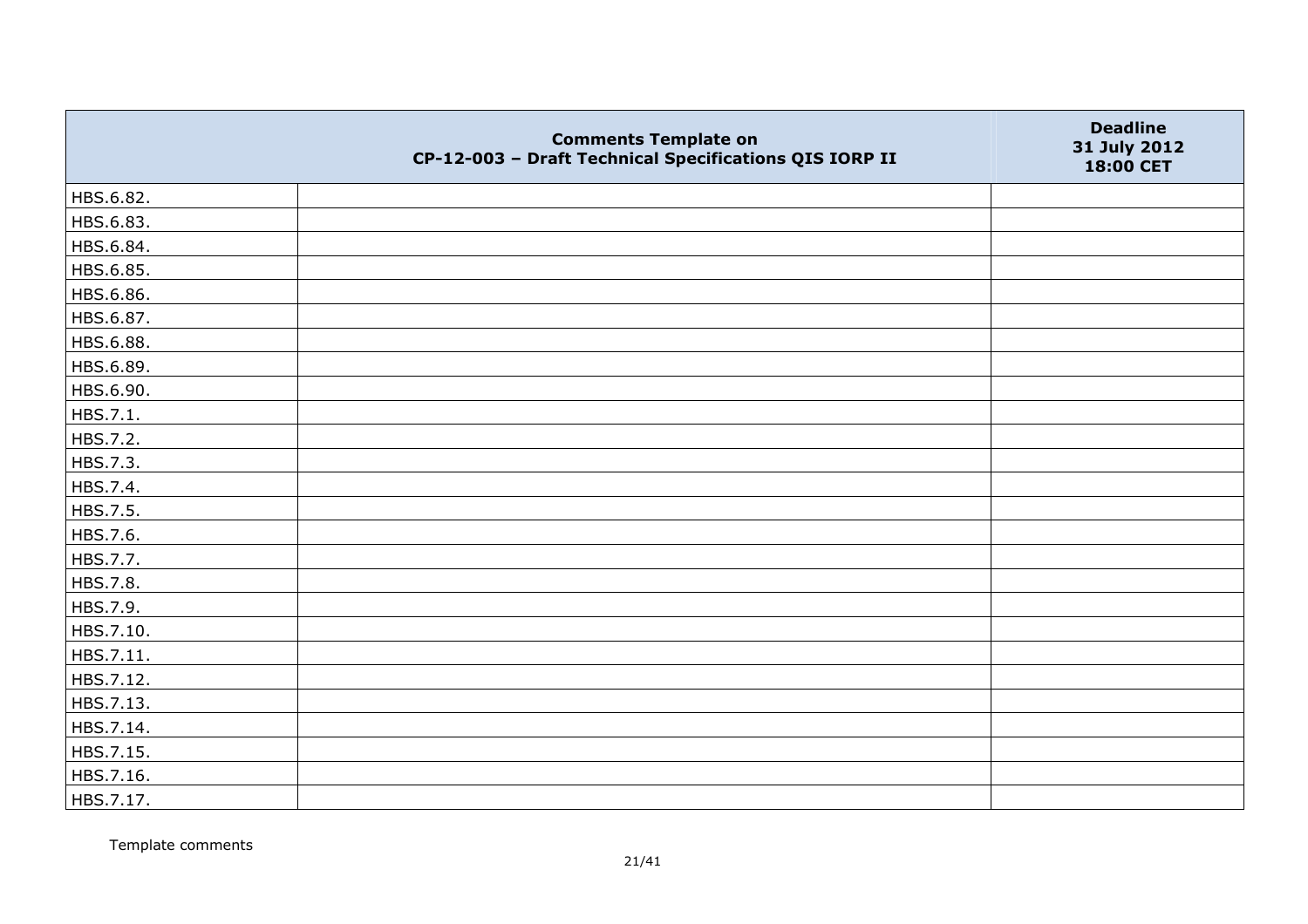|  | Comments Template on CP-12-003 – Draft Technical Specifications QIS IORP II | Deadline 31 July 2012 18:00 CET |
|---|---|---|
| HBS.6.82. | | |
| HBS.6.83. | | |
| HBS.6.84. | | |
| HBS.6.85. | | |
| HBS.6.86. | | |
| HBS.6.87. | | |
| HBS.6.88. | | |
| HBS.6.89. | | |
| HBS.6.90. | | |
| HBS.7.1. | | |
| HBS.7.2. | | |
| HBS.7.3. | | |
| HBS.7.4. | | |
| HBS.7.5. | | |
| HBS.7.6. | | |
| HBS.7.7. | | |
| HBS.7.8. | | |
| HBS.7.9. | | |
| HBS.7.10. | | |
| HBS.7.11. | | |
| HBS.7.12. | | |
| HBS.7.13. | | |
| HBS.7.14. | | |
| HBS.7.15. | | |
| HBS.7.16. | | |
| HBS.7.17. | | |

Template comments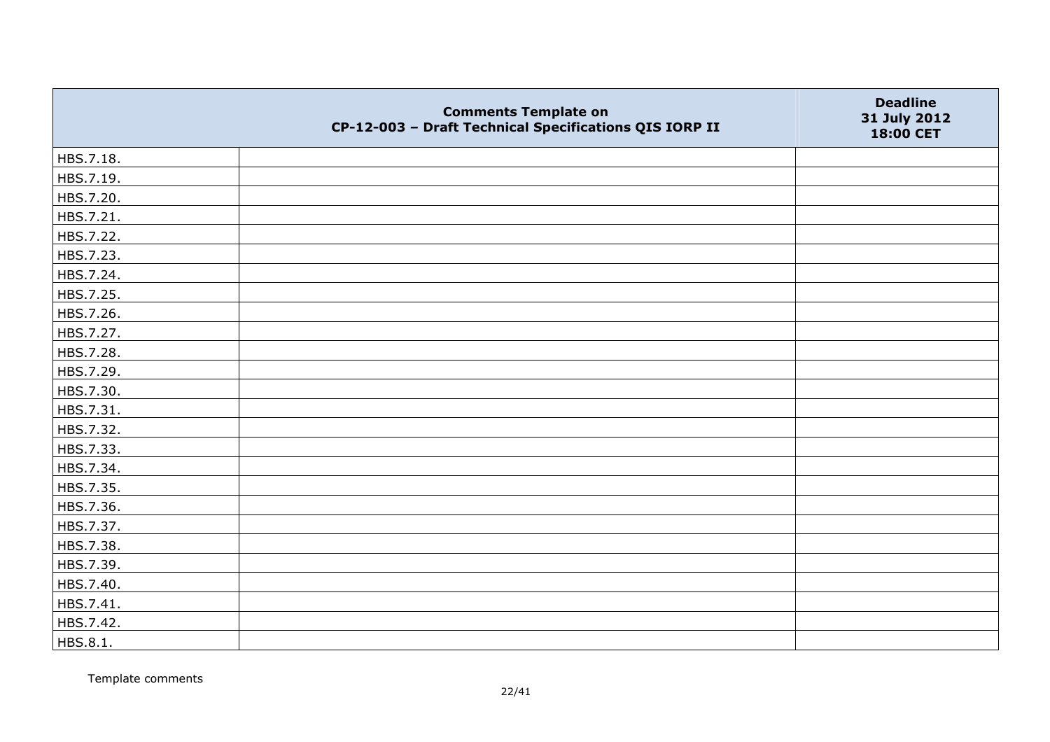| | Comments Template on CP-12-003 – Draft Technical Specifications QIS IORP II | Deadline 31 July 2012 18:00 CET |
|---|---|---|
| HBS.7.18. | | |
| HBS.7.19. | | |
| HBS.7.20. | | |
| HBS.7.21. | | |
| HBS.7.22. | | |
| HBS.7.23. | | |
| HBS.7.24. | | |
| HBS.7.25. | | |
| HBS.7.26. | | |
| HBS.7.27. | | |
| HBS.7.28. | | |
| HBS.7.29. | | |
| HBS.7.30. | | |
| HBS.7.31. | | |
| HBS.7.32. | | |
| HBS.7.33. | | |
| HBS.7.34. | | |
| HBS.7.35. | | |
| HBS.7.36. | | |
| HBS.7.37. | | |
| HBS.7.38. | | |
| HBS.7.39. | | |
| HBS.7.40. | | |
| HBS.7.41. | | |
| HBS.7.42. | | |
| HBS.8.1. | | |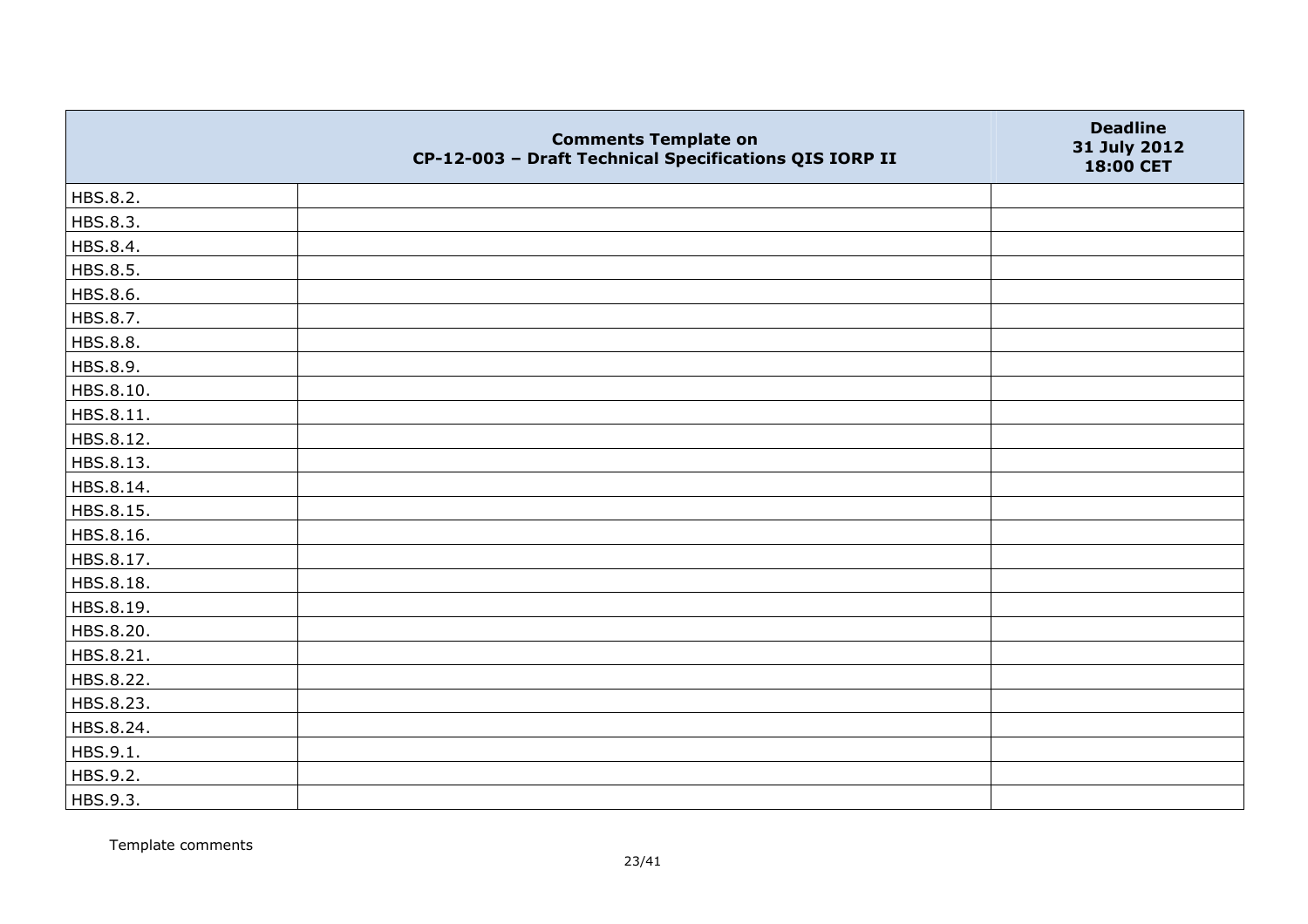| | Comments Template on CP-12-003 – Draft Technical Specifications QIS IORP II | Deadline 31 July 2012 18:00 CET |
|---|---|---|
| HBS.8.2. | | |
| HBS.8.3. | | |
| HBS.8.4. | | |
| HBS.8.5. | | |
| HBS.8.6. | | |
| HBS.8.7. | | |
| HBS.8.8. | | |
| HBS.8.9. | | |
| HBS.8.10. | | |
| HBS.8.11. | | |
| HBS.8.12. | | |
| HBS.8.13. | | |
| HBS.8.14. | | |
| HBS.8.15. | | |
| HBS.8.16. | | |
| HBS.8.17. | | |
| HBS.8.18. | | |
| HBS.8.19. | | |
| HBS.8.20. | | |
| HBS.8.21. | | |
| HBS.8.22. | | |
| HBS.8.23. | | |
| HBS.8.24. | | |
| HBS.9.1. | | |
| HBS.9.2. | | |
| HBS.9.3. | | |

Template comments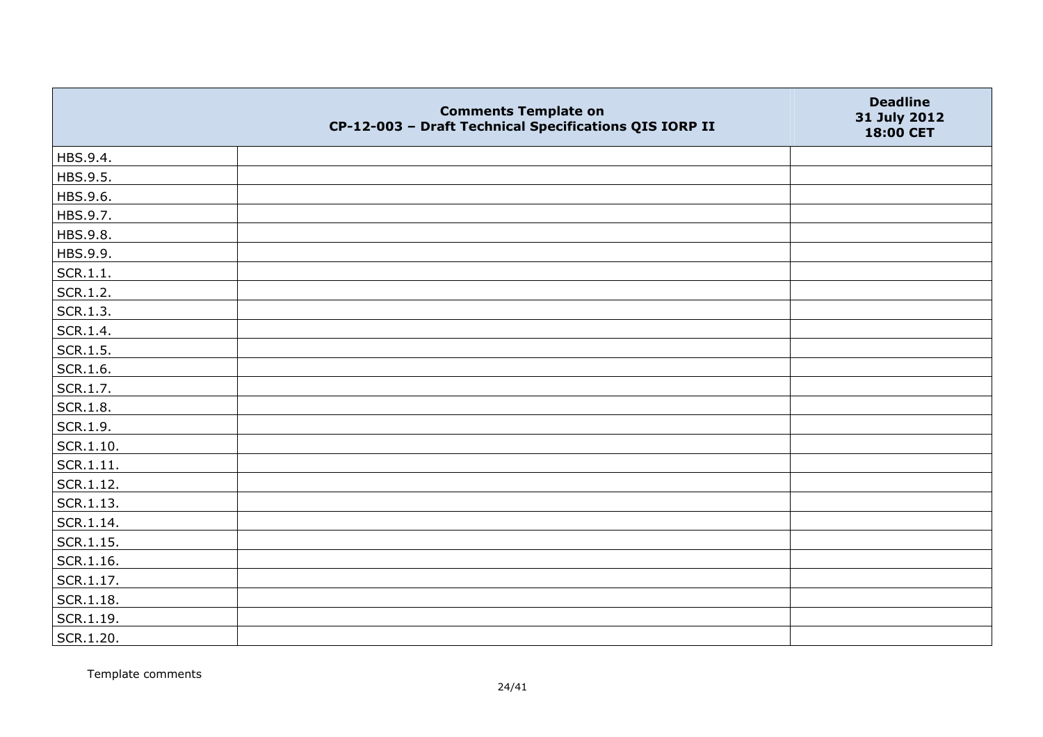| | Comments Template on CP-12-003 – Draft Technical Specifications QIS IORP II | Deadline 31 July 2012 18:00 CET |
|---|---|---|
| HBS.9.4. | | |
| HBS.9.5. | | |
| HBS.9.6. | | |
| HBS.9.7. | | |
| HBS.9.8. | | |
| HBS.9.9. | | |
| SCR.1.1. | | |
| SCR.1.2. | | |
| SCR.1.3. | | |
| SCR.1.4. | | |
| SCR.1.5. | | |
| SCR.1.6. | | |
| SCR.1.7. | | |
| SCR.1.8. | | |
| SCR.1.9. | | |
| SCR.1.10. | | |
| SCR.1.11. | | |
| SCR.1.12. | | |
| SCR.1.13. | | |
| SCR.1.14. | | |
| SCR.1.15. | | |
| SCR.1.16. | | |
| SCR.1.17. | | |
| SCR.1.18. | | |
| SCR.1.19. | | |
| SCR.1.20. | | |

Template comments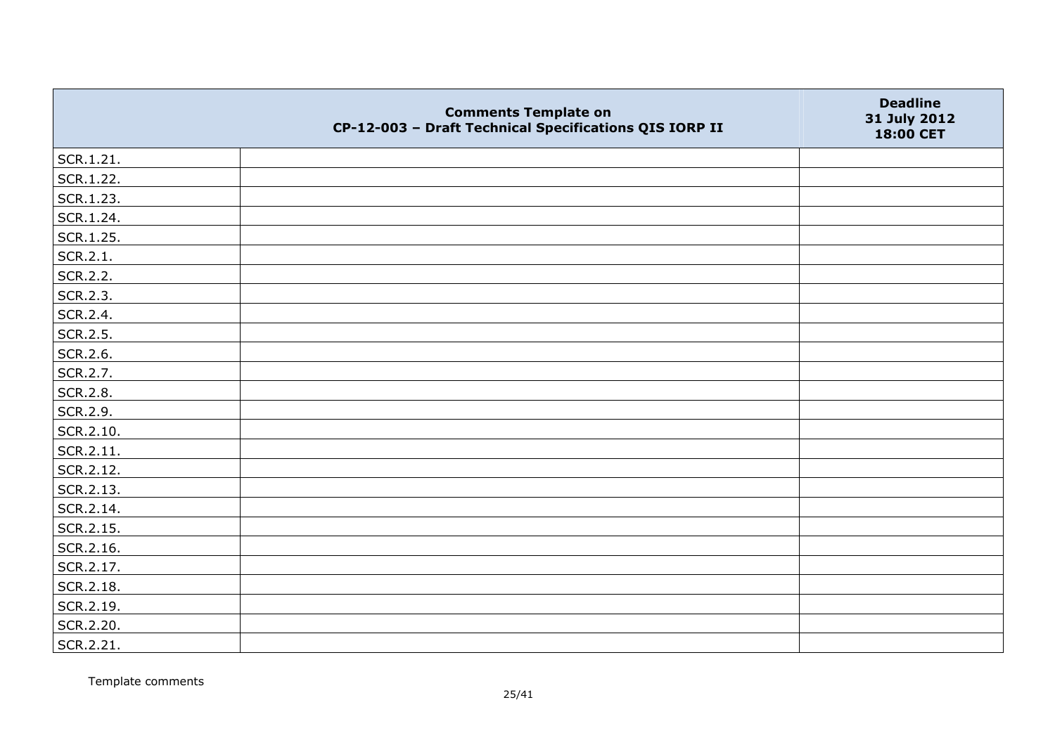| | Comments Template on CP-12-003 – Draft Technical Specifications QIS IORP II | Deadline 31 July 2012 18:00 CET |
|---|---|---|
| SCR.1.21. | | |
| SCR.1.22. | | |
| SCR.1.23. | | |
| SCR.1.24. | | |
| SCR.1.25. | | |
| SCR.2.1. | | |
| SCR.2.2. | | |
| SCR.2.3. | | |
| SCR.2.4. | | |
| SCR.2.5. | | |
| SCR.2.6. | | |
| SCR.2.7. | | |
| SCR.2.8. | | |
| SCR.2.9. | | |
| SCR.2.10. | | |
| SCR.2.11. | | |
| SCR.2.12. | | |
| SCR.2.13. | | |
| SCR.2.14. | | |
| SCR.2.15. | | |
| SCR.2.16. | | |
| SCR.2.17. | | |
| SCR.2.18. | | |
| SCR.2.19. | | |
| SCR.2.20. | | |
| SCR.2.21. | | |

Template comments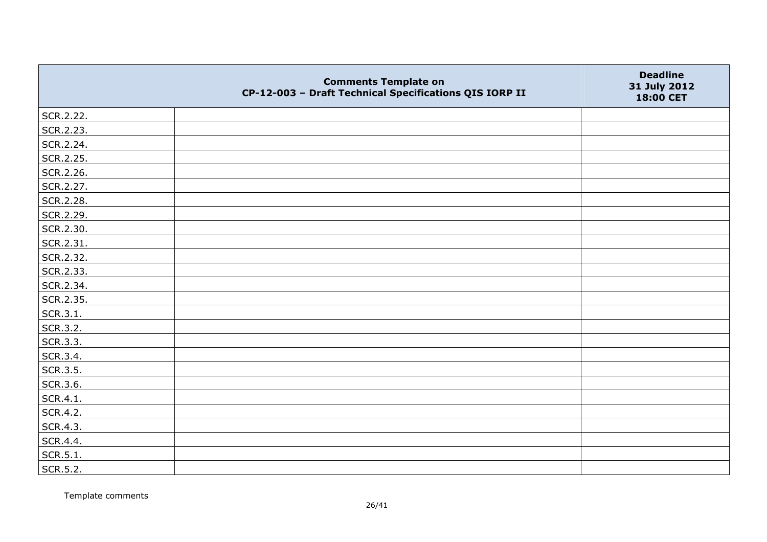|  | Comments Template on CP-12-003 – Draft Technical Specifications QIS IORP II | Deadline 31 July 2012 18:00 CET |
|---|---|---|
| SCR.2.22. |  |  |
| SCR.2.23. |  |  |
| SCR.2.24. |  |  |
| SCR.2.25. |  |  |
| SCR.2.26. |  |  |
| SCR.2.27. |  |  |
| SCR.2.28. |  |  |
| SCR.2.29. |  |  |
| SCR.2.30. |  |  |
| SCR.2.31. |  |  |
| SCR.2.32. |  |  |
| SCR.2.33. |  |  |
| SCR.2.34. |  |  |
| SCR.2.35. |  |  |
| SCR.3.1. |  |  |
| SCR.3.2. |  |  |
| SCR.3.3. |  |  |
| SCR.3.4. |  |  |
| SCR.3.5. |  |  |
| SCR.3.6. |  |  |
| SCR.4.1. |  |  |
| SCR.4.2. |  |  |
| SCR.4.3. |  |  |
| SCR.4.4. |  |  |
| SCR.5.1. |  |  |
| SCR.5.2. |  |  |

Template comments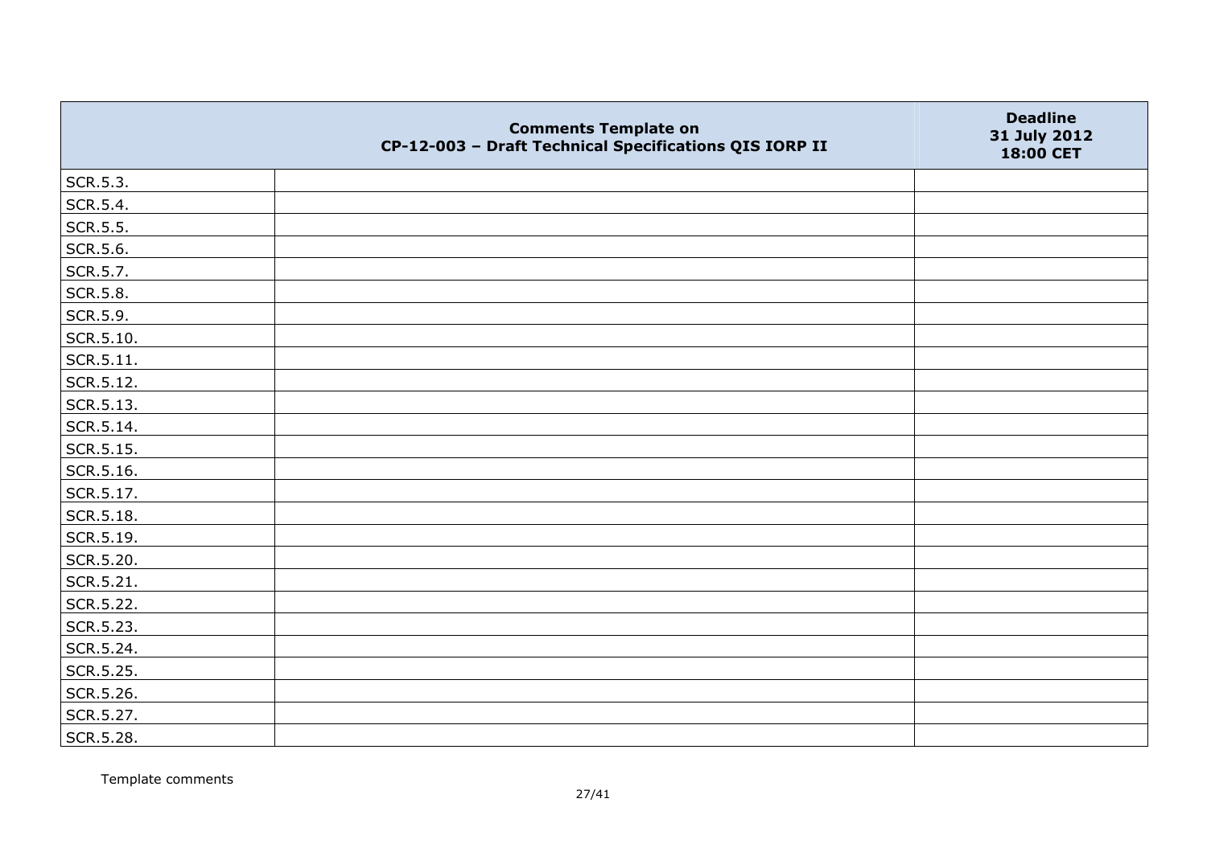| | Comments Template on CP-12-003 – Draft Technical Specifications QIS IORP II | Deadline 31 July 2012 18:00 CET |
|---|---|---|
| SCR.5.3. | | |
| SCR.5.4. | | |
| SCR.5.5. | | |
| SCR.5.6. | | |
| SCR.5.7. | | |
| SCR.5.8. | | |
| SCR.5.9. | | |
| SCR.5.10. | | |
| SCR.5.11. | | |
| SCR.5.12. | | |
| SCR.5.13. | | |
| SCR.5.14. | | |
| SCR.5.15. | | |
| SCR.5.16. | | |
| SCR.5.17. | | |
| SCR.5.18. | | |
| SCR.5.19. | | |
| SCR.5.20. | | |
| SCR.5.21. | | |
| SCR.5.22. | | |
| SCR.5.23. | | |
| SCR.5.24. | | |
| SCR.5.25. | | |
| SCR.5.26. | | |
| SCR.5.27. | | |
| SCR.5.28. | | |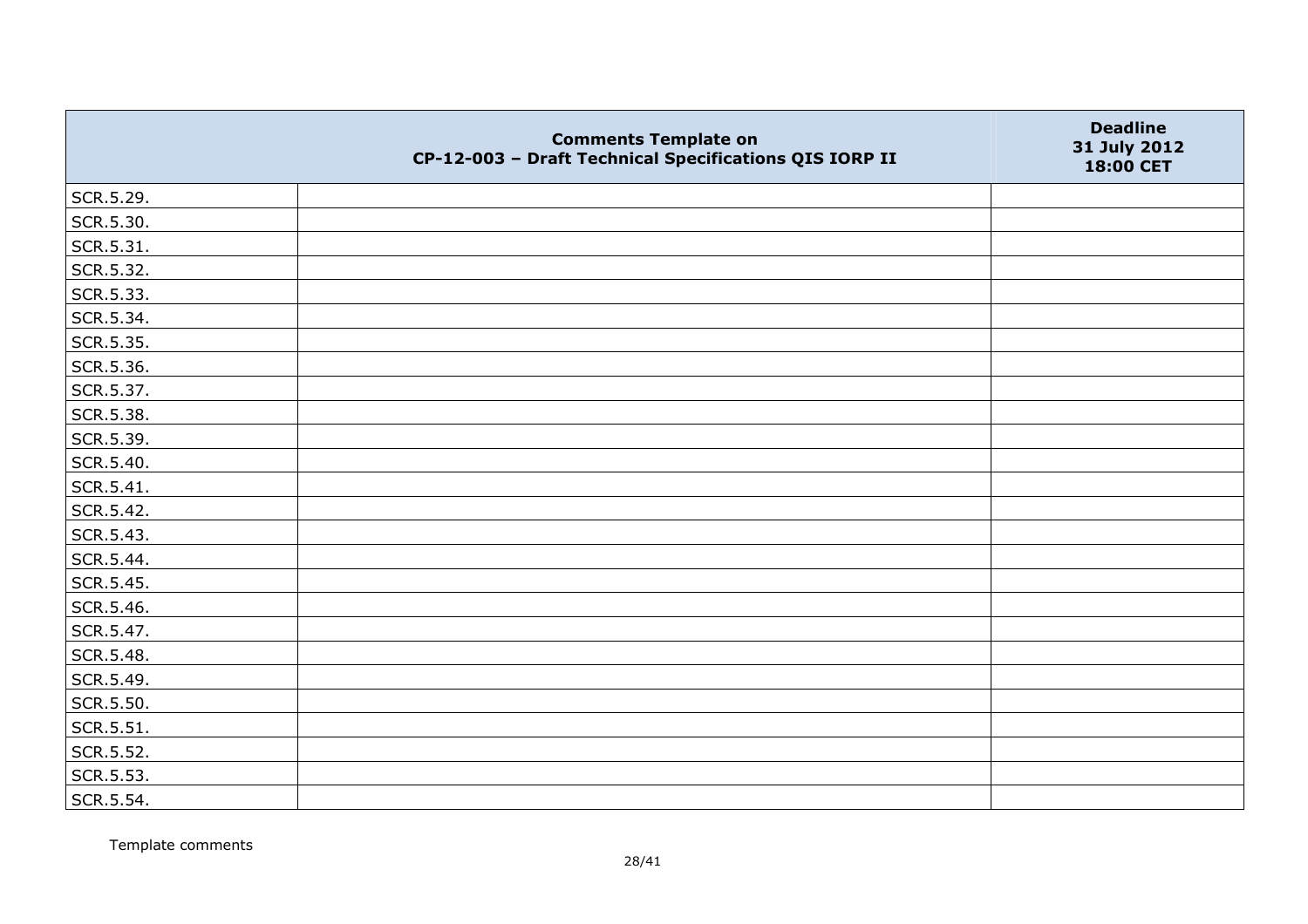| | Comments Template on CP-12-003 – Draft Technical Specifications QIS IORP II | Deadline 31 July 2012 18:00 CET |
|---|---|---|
| SCR.5.29. | | |
| SCR.5.30. | | |
| SCR.5.31. | | |
| SCR.5.32. | | |
| SCR.5.33. | | |
| SCR.5.34. | | |
| SCR.5.35. | | |
| SCR.5.36. | | |
| SCR.5.37. | | |
| SCR.5.38. | | |
| SCR.5.39. | | |
| SCR.5.40. | | |
| SCR.5.41. | | |
| SCR.5.42. | | |
| SCR.5.43. | | |
| SCR.5.44. | | |
| SCR.5.45. | | |
| SCR.5.46. | | |
| SCR.5.47. | | |
| SCR.5.48. | | |
| SCR.5.49. | | |
| SCR.5.50. | | |
| SCR.5.51. | | |
| SCR.5.52. | | |
| SCR.5.53. | | |
| SCR.5.54. | | |

Template comments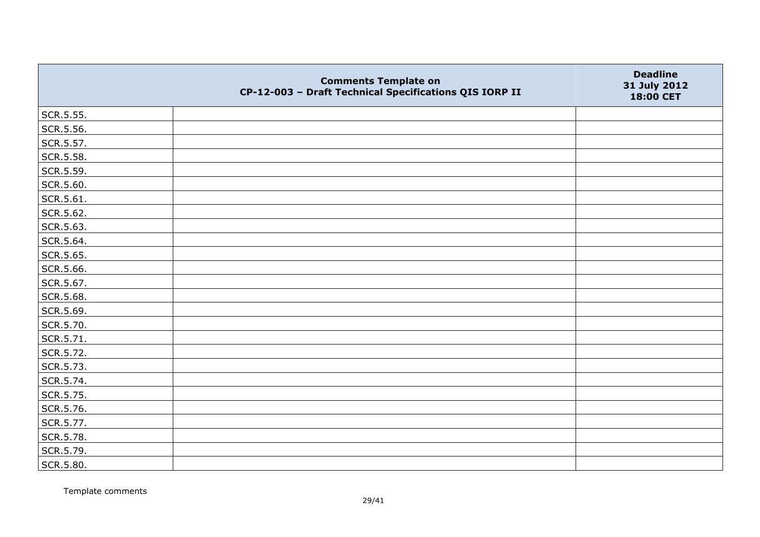|  | Comments Template on CP-12-003 – Draft Technical Specifications QIS IORP II | Deadline 31 July 2012 18:00 CET |
|---|---|---|
| SCR.5.55. |  |  |
| SCR.5.56. |  |  |
| SCR.5.57. |  |  |
| SCR.5.58. |  |  |
| SCR.5.59. |  |  |
| SCR.5.60. |  |  |
| SCR.5.61. |  |  |
| SCR.5.62. |  |  |
| SCR.5.63. |  |  |
| SCR.5.64. |  |  |
| SCR.5.65. |  |  |
| SCR.5.66. |  |  |
| SCR.5.67. |  |  |
| SCR.5.68. |  |  |
| SCR.5.69. |  |  |
| SCR.5.70. |  |  |
| SCR.5.71. |  |  |
| SCR.5.72. |  |  |
| SCR.5.73. |  |  |
| SCR.5.74. |  |  |
| SCR.5.75. |  |  |
| SCR.5.76. |  |  |
| SCR.5.77. |  |  |
| SCR.5.78. |  |  |
| SCR.5.79. |  |  |
| SCR.5.80. |  |  |

Template comments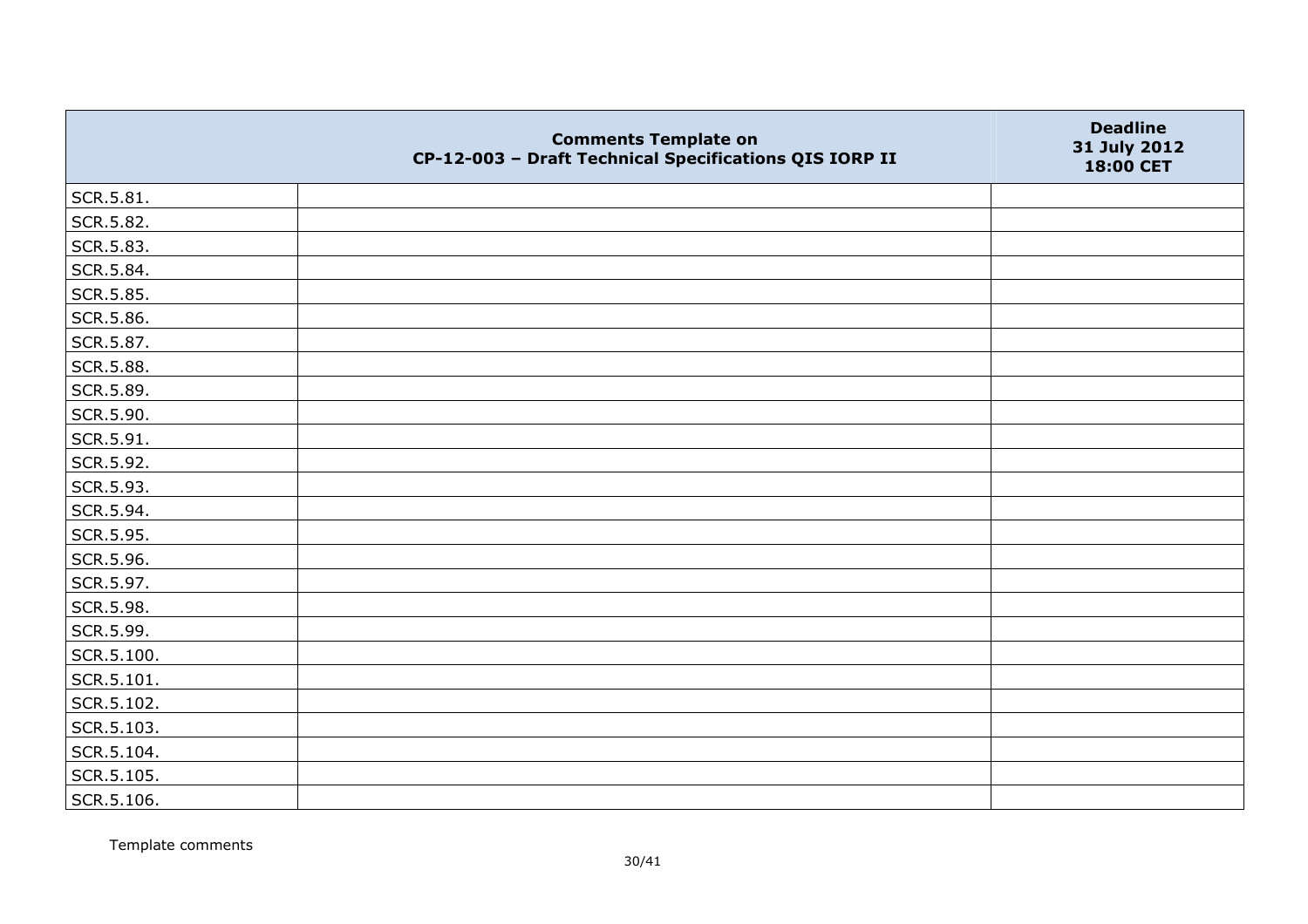| | Comments Template on CP-12-003 – Draft Technical Specifications QIS IORP II | Deadline 31 July 2012 18:00 CET |
|---|---|---|
| SCR.5.81. | | |
| SCR.5.82. | | |
| SCR.5.83. | | |
| SCR.5.84. | | |
| SCR.5.85. | | |
| SCR.5.86. | | |
| SCR.5.87. | | |
| SCR.5.88. | | |
| SCR.5.89. | | |
| SCR.5.90. | | |
| SCR.5.91. | | |
| SCR.5.92. | | |
| SCR.5.93. | | |
| SCR.5.94. | | |
| SCR.5.95. | | |
| SCR.5.96. | | |
| SCR.5.97. | | |
| SCR.5.98. | | |
| SCR.5.99. | | |
| SCR.5.100. | | |
| SCR.5.101. | | |
| SCR.5.102. | | |
| SCR.5.103. | | |
| SCR.5.104. | | |
| SCR.5.105. | | |
| SCR.5.106. | | |

Template comments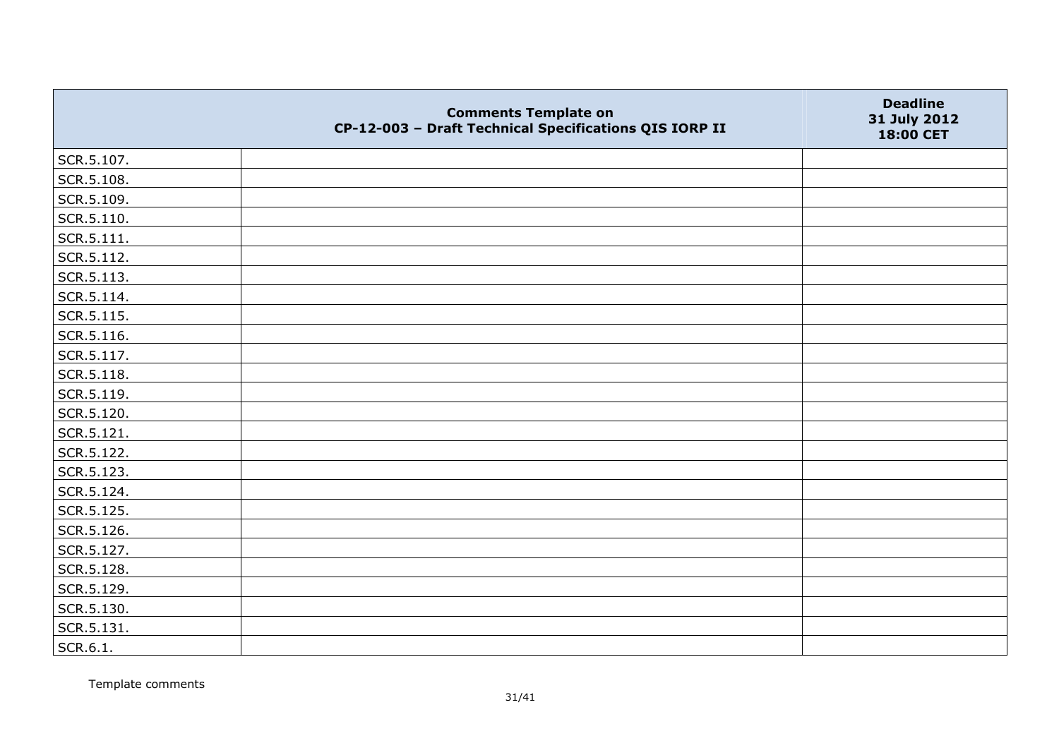| | Comments Template on CP-12-003 – Draft Technical Specifications QIS IORP II | Deadline 31 July 2012 18:00 CET |
|---|---|---|
| SCR.5.107. | | |
| SCR.5.108. | | |
| SCR.5.109. | | |
| SCR.5.110. | | |
| SCR.5.111. | | |
| SCR.5.112. | | |
| SCR.5.113. | | |
| SCR.5.114. | | |
| SCR.5.115. | | |
| SCR.5.116. | | |
| SCR.5.117. | | |
| SCR.5.118. | | |
| SCR.5.119. | | |
| SCR.5.120. | | |
| SCR.5.121. | | |
| SCR.5.122. | | |
| SCR.5.123. | | |
| SCR.5.124. | | |
| SCR.5.125. | | |
| SCR.5.126. | | |
| SCR.5.127. | | |
| SCR.5.128. | | |
| SCR.5.129. | | |
| SCR.5.130. | | |
| SCR.5.131. | | |
| SCR.6.1. | | |

Template comments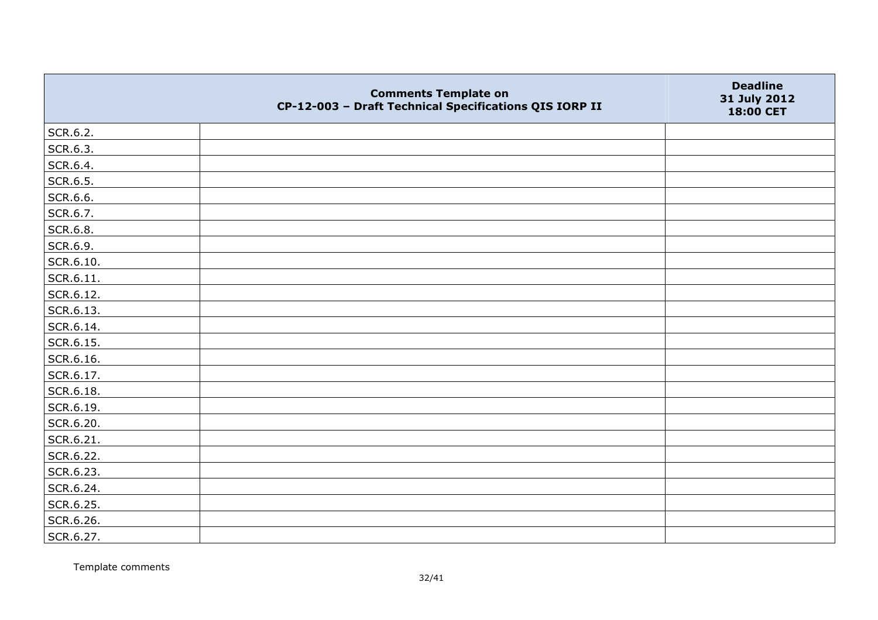| | Comments Template on CP-12-003 – Draft Technical Specifications QIS IORP II | Deadline 31 July 2012 18:00 CET |
|---|---|---|
| SCR.6.2. | | |
| SCR.6.3. | | |
| SCR.6.4. | | |
| SCR.6.5. | | |
| SCR.6.6. | | |
| SCR.6.7. | | |
| SCR.6.8. | | |
| SCR.6.9. | | |
| SCR.6.10. | | |
| SCR.6.11. | | |
| SCR.6.12. | | |
| SCR.6.13. | | |
| SCR.6.14. | | |
| SCR.6.15. | | |
| SCR.6.16. | | |
| SCR.6.17. | | |
| SCR.6.18. | | |
| SCR.6.19. | | |
| SCR.6.20. | | |
| SCR.6.21. | | |
| SCR.6.22. | | |
| SCR.6.23. | | |
| SCR.6.24. | | |
| SCR.6.25. | | |
| SCR.6.26. | | |
| SCR.6.27. | | |

Template comments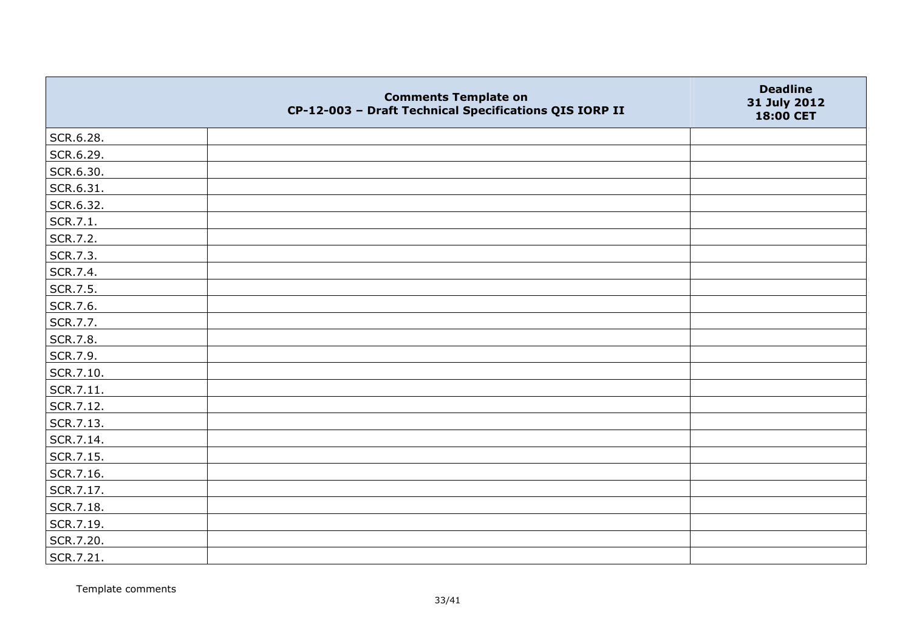|  | Comments Template on CP-12-003 – Draft Technical Specifications QIS IORP II | Deadline 31 July 2012 18:00 CET |
| --- | --- | --- |
| SCR.6.28. |  |  |
| SCR.6.29. |  |  |
| SCR.6.30. |  |  |
| SCR.6.31. |  |  |
| SCR.6.32. |  |  |
| SCR.7.1. |  |  |
| SCR.7.2. |  |  |
| SCR.7.3. |  |  |
| SCR.7.4. |  |  |
| SCR.7.5. |  |  |
| SCR.7.6. |  |  |
| SCR.7.7. |  |  |
| SCR.7.8. |  |  |
| SCR.7.9. |  |  |
| SCR.7.10. |  |  |
| SCR.7.11. |  |  |
| SCR.7.12. |  |  |
| SCR.7.13. |  |  |
| SCR.7.14. |  |  |
| SCR.7.15. |  |  |
| SCR.7.16. |  |  |
| SCR.7.17. |  |  |
| SCR.7.18. |  |  |
| SCR.7.19. |  |  |
| SCR.7.20. |  |  |
| SCR.7.21. |  |  |

Template comments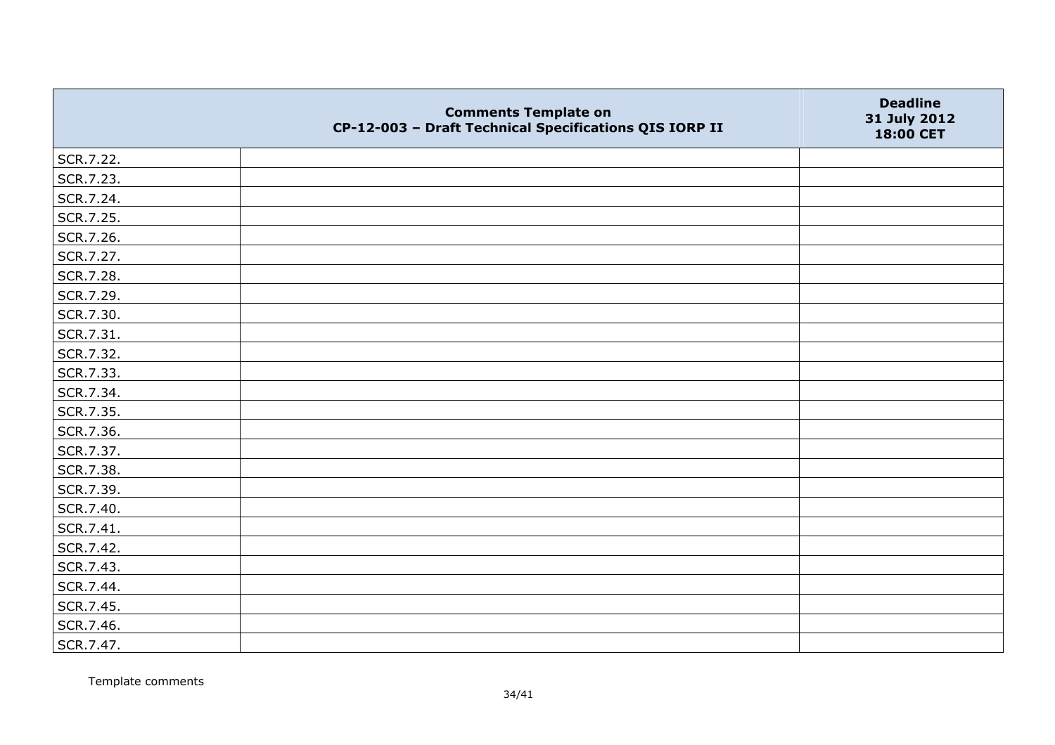| | Comments Template on CP-12-003 – Draft Technical Specifications QIS IORP II | Deadline 31 July 2012 18:00 CET |
|---|---|---|
| SCR.7.22. | | |
| SCR.7.23. | | |
| SCR.7.24. | | |
| SCR.7.25. | | |
| SCR.7.26. | | |
| SCR.7.27. | | |
| SCR.7.28. | | |
| SCR.7.29. | | |
| SCR.7.30. | | |
| SCR.7.31. | | |
| SCR.7.32. | | |
| SCR.7.33. | | |
| SCR.7.34. | | |
| SCR.7.35. | | |
| SCR.7.36. | | |
| SCR.7.37. | | |
| SCR.7.38. | | |
| SCR.7.39. | | |
| SCR.7.40. | | |
| SCR.7.41. | | |
| SCR.7.42. | | |
| SCR.7.43. | | |
| SCR.7.44. | | |
| SCR.7.45. | | |
| SCR.7.46. | | |
| SCR.7.47. | | |

Template comments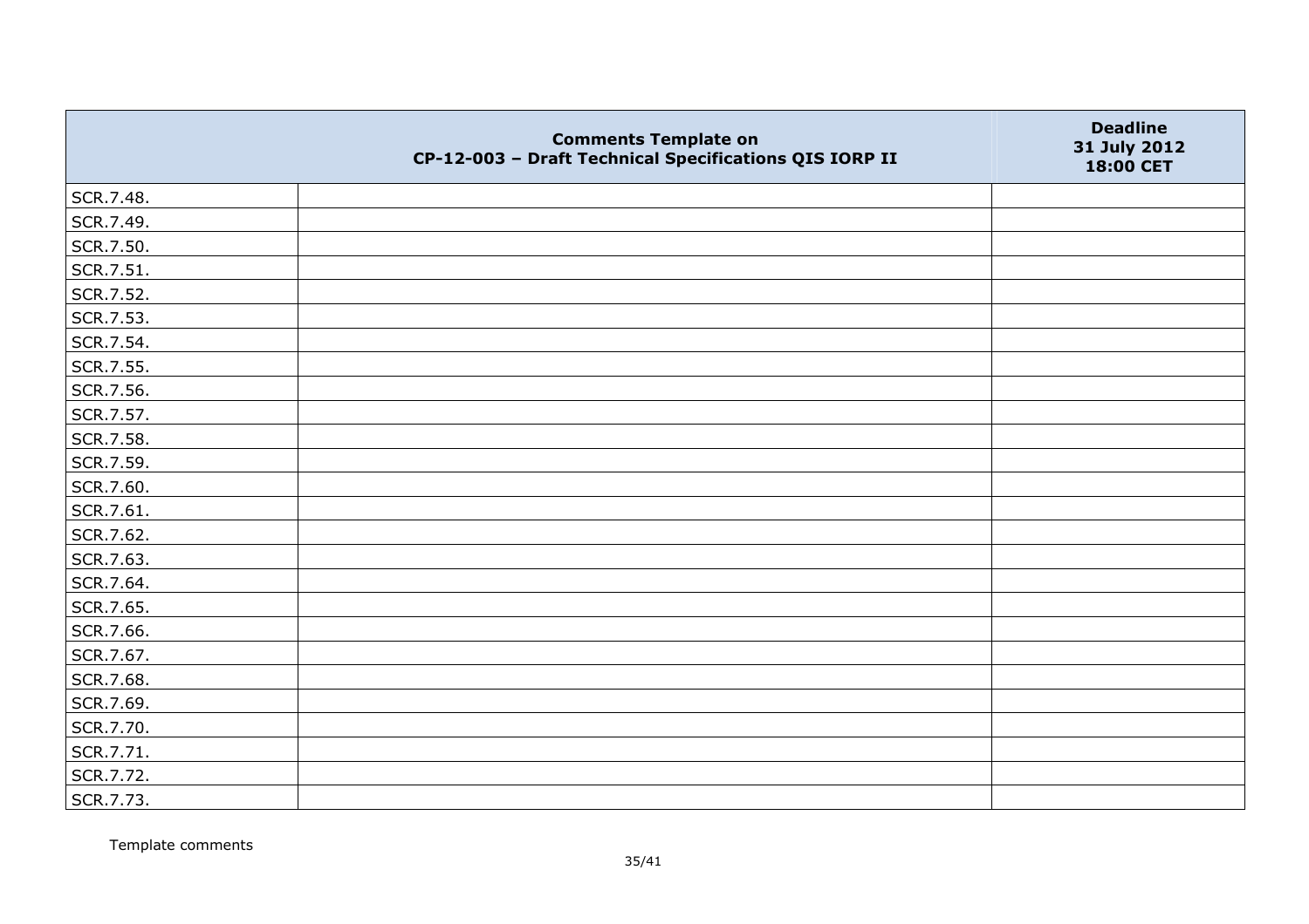| | Comments Template on CP-12-003 – Draft Technical Specifications QIS IORP II | Deadline 31 July 2012 18:00 CET |
|---|---|---|
| SCR.7.48. | | |
| SCR.7.49. | | |
| SCR.7.50. | | |
| SCR.7.51. | | |
| SCR.7.52. | | |
| SCR.7.53. | | |
| SCR.7.54. | | |
| SCR.7.55. | | |
| SCR.7.56. | | |
| SCR.7.57. | | |
| SCR.7.58. | | |
| SCR.7.59. | | |
| SCR.7.60. | | |
| SCR.7.61. | | |
| SCR.7.62. | | |
| SCR.7.63. | | |
| SCR.7.64. | | |
| SCR.7.65. | | |
| SCR.7.66. | | |
| SCR.7.67. | | |
| SCR.7.68. | | |
| SCR.7.69. | | |
| SCR.7.70. | | |
| SCR.7.71. | | |
| SCR.7.72. | | |
| SCR.7.73. | | |

Template comments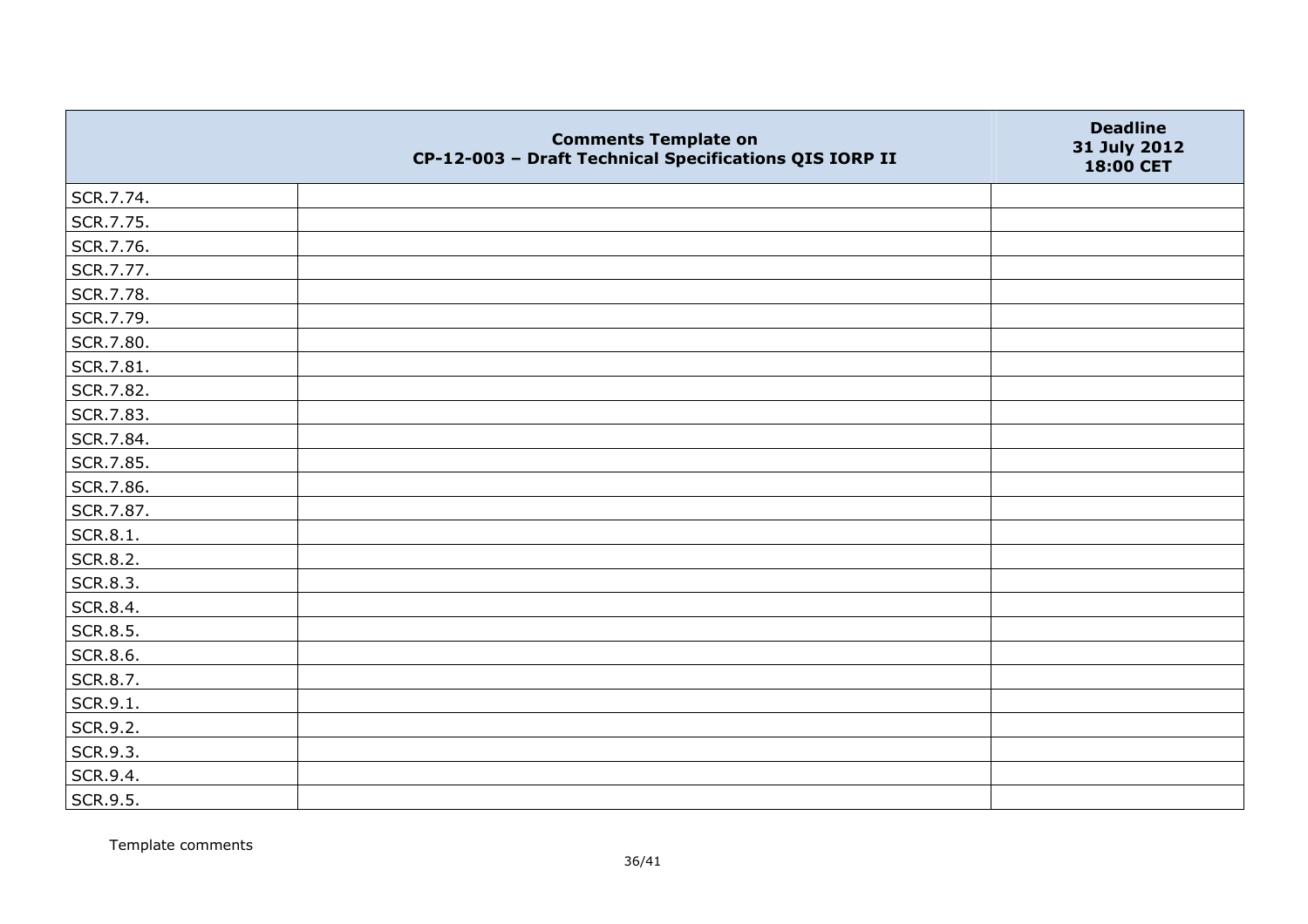| | Comments Template on CP-12-003 – Draft Technical Specifications QIS IORP II | Deadline 31 July 2012 18:00 CET |
|---|---|---|
| SCR.7.74. | | |
| SCR.7.75. | | |
| SCR.7.76. | | |
| SCR.7.77. | | |
| SCR.7.78. | | |
| SCR.7.79. | | |
| SCR.7.80. | | |
| SCR.7.81. | | |
| SCR.7.82. | | |
| SCR.7.83. | | |
| SCR.7.84. | | |
| SCR.7.85. | | |
| SCR.7.86. | | |
| SCR.7.87. | | |
| SCR.8.1. | | |
| SCR.8.2. | | |
| SCR.8.3. | | |
| SCR.8.4. | | |
| SCR.8.5. | | |
| SCR.8.6. | | |
| SCR.8.7. | | |
| SCR.9.1. | | |
| SCR.9.2. | | |
| SCR.9.3. | | |
| SCR.9.4. | | |
| SCR.9.5. | | |

Template comments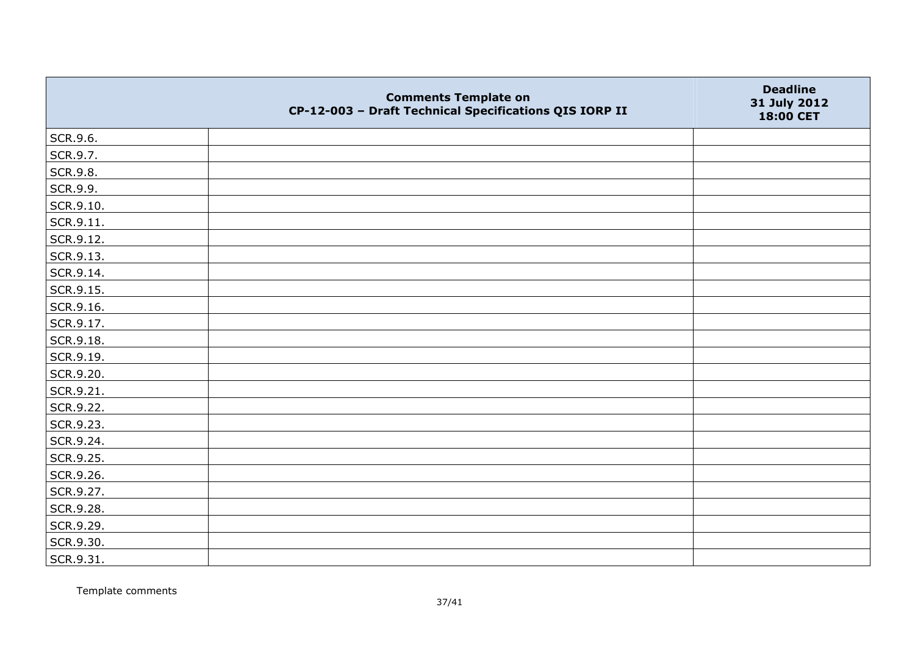| | Comments Template on CP-12-003 – Draft Technical Specifications QIS IORP II | Deadline 31 July 2012 18:00 CET |
|---|---|---|
| SCR.9.6. | | |
| SCR.9.7. | | |
| SCR.9.8. | | |
| SCR.9.9. | | |
| SCR.9.10. | | |
| SCR.9.11. | | |
| SCR.9.12. | | |
| SCR.9.13. | | |
| SCR.9.14. | | |
| SCR.9.15. | | |
| SCR.9.16. | | |
| SCR.9.17. | | |
| SCR.9.18. | | |
| SCR.9.19. | | |
| SCR.9.20. | | |
| SCR.9.21. | | |
| SCR.9.22. | | |
| SCR.9.23. | | |
| SCR.9.24. | | |
| SCR.9.25. | | |
| SCR.9.26. | | |
| SCR.9.27. | | |
| SCR.9.28. | | |
| SCR.9.29. | | |
| SCR.9.30. | | |
| SCR.9.31. | | |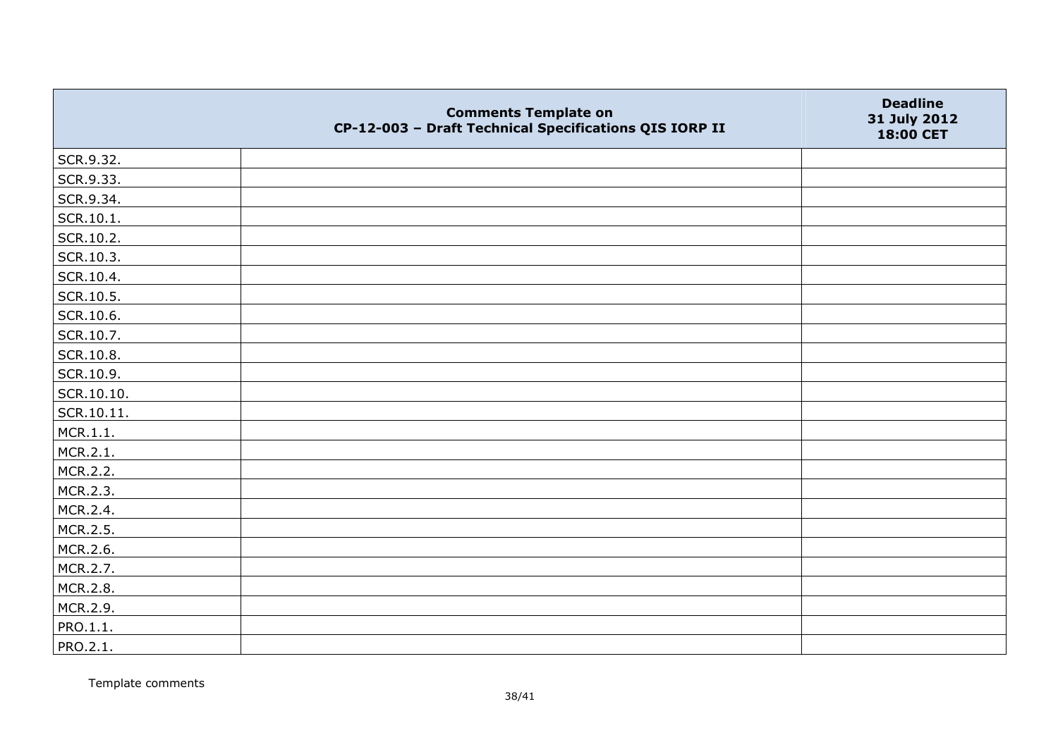| | Comments Template on CP-12-003 – Draft Technical Specifications QIS IORP II | Deadline 31 July 2012 18:00 CET |
|---|---|---|
| SCR.9.32. | | |
| SCR.9.33. | | |
| SCR.9.34. | | |
| SCR.10.1. | | |
| SCR.10.2. | | |
| SCR.10.3. | | |
| SCR.10.4. | | |
| SCR.10.5. | | |
| SCR.10.6. | | |
| SCR.10.7. | | |
| SCR.10.8. | | |
| SCR.10.9. | | |
| SCR.10.10. | | |
| SCR.10.11. | | |
| MCR.1.1. | | |
| MCR.2.1. | | |
| MCR.2.2. | | |
| MCR.2.3. | | |
| MCR.2.4. | | |
| MCR.2.5. | | |
| MCR.2.6. | | |
| MCR.2.7. | | |
| MCR.2.8. | | |
| MCR.2.9. | | |
| PRO.1.1. | | |
| PRO.2.1. | | |

Template comments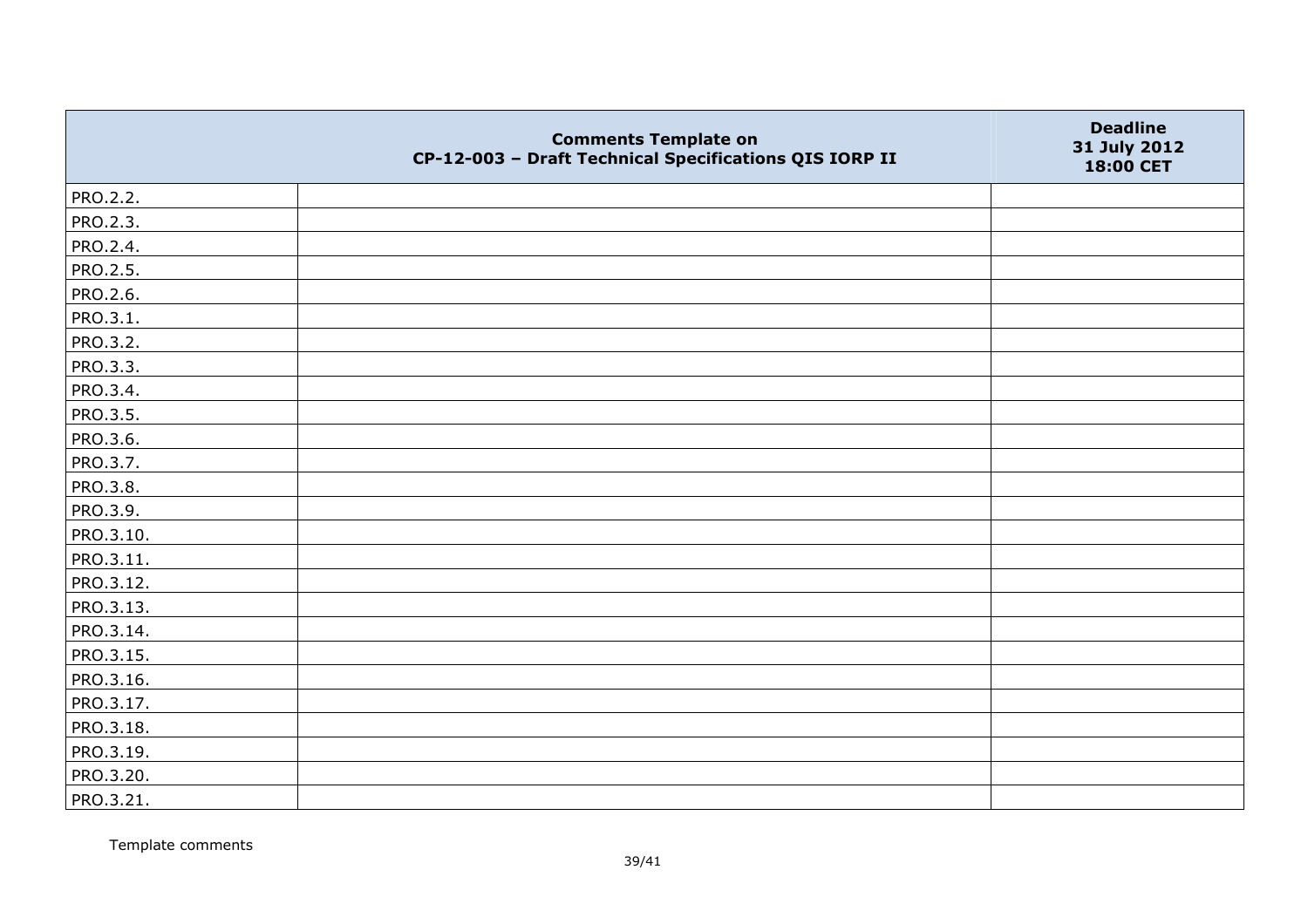|  | Comments Template on CP-12-003 – Draft Technical Specifications QIS IORP II | Deadline 31 July 2012 18:00 CET |
|---|---|---|
| PRO.2.2. |  |  |
| PRO.2.3. |  |  |
| PRO.2.4. |  |  |
| PRO.2.5. |  |  |
| PRO.2.6. |  |  |
| PRO.3.1. |  |  |
| PRO.3.2. |  |  |
| PRO.3.3. |  |  |
| PRO.3.4. |  |  |
| PRO.3.5. |  |  |
| PRO.3.6. |  |  |
| PRO.3.7. |  |  |
| PRO.3.8. |  |  |
| PRO.3.9. |  |  |
| PRO.3.10. |  |  |
| PRO.3.11. |  |  |
| PRO.3.12. |  |  |
| PRO.3.13. |  |  |
| PRO.3.14. |  |  |
| PRO.3.15. |  |  |
| PRO.3.16. |  |  |
| PRO.3.17. |  |  |
| PRO.3.18. |  |  |
| PRO.3.19. |  |  |
| PRO.3.20. |  |  |
| PRO.3.21. |  |  |

Template comments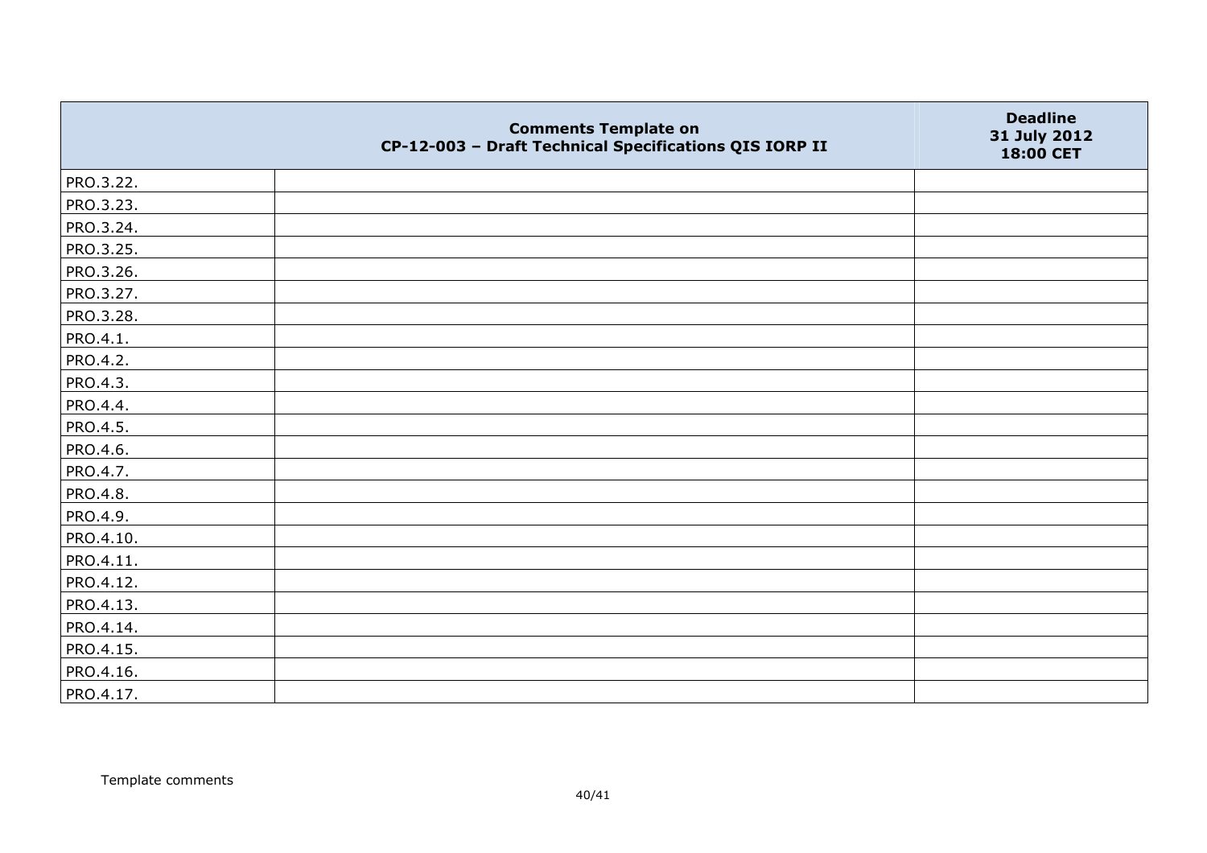| | Comments Template on CP-12-003 – Draft Technical Specifications QIS IORP II | Deadline 31 July 2012 18:00 CET |
|---|---|---|
| PRO.3.22. | | |
| PRO.3.23. | | |
| PRO.3.24. | | |
| PRO.3.25. | | |
| PRO.3.26. | | |
| PRO.3.27. | | |
| PRO.3.28. | | |
| PRO.4.1. | | |
| PRO.4.2. | | |
| PRO.4.3. | | |
| PRO.4.4. | | |
| PRO.4.5. | | |
| PRO.4.6. | | |
| PRO.4.7. | | |
| PRO.4.8. | | |
| PRO.4.9. | | |
| PRO.4.10. | | |
| PRO.4.11. | | |
| PRO.4.12. | | |
| PRO.4.13. | | |
| PRO.4.14. | | |
| PRO.4.15. | | |
| PRO.4.16. | | |
| PRO.4.17. | | |